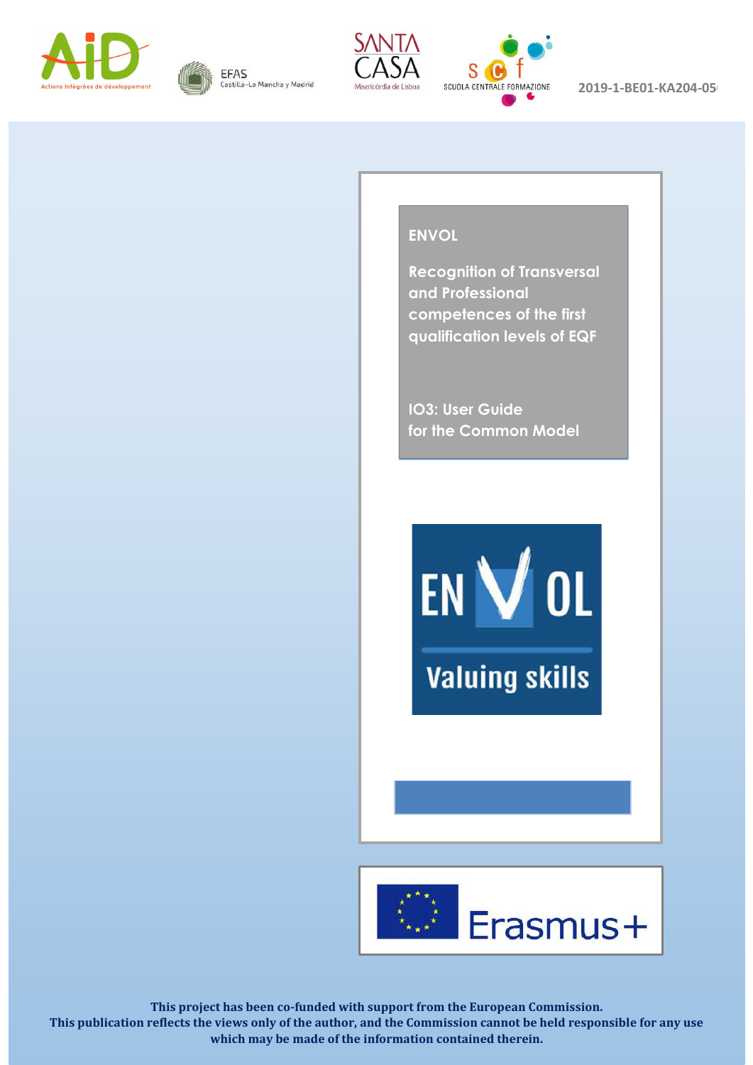AiD — Actions Intégrées de développement

EFAS Castilla-La Mancha y Madrid

SANTA CASA Misericórdia de Lisboa

SCUOLA CENTRALE FORMAZIONE

2019-1-BE01-KA204-05

# ENVOL

## Recognition of Transversal and Professional competences of the first qualification levels of EQF

## IO3: User Guide for the Common Model

ENVOL Valuing skills

Erasmus+

**This project has been co-funded with support from the European Commission. This publication reflects the views only of the author, and the Commission cannot be held responsible for any use which may be made of the information contained therein.**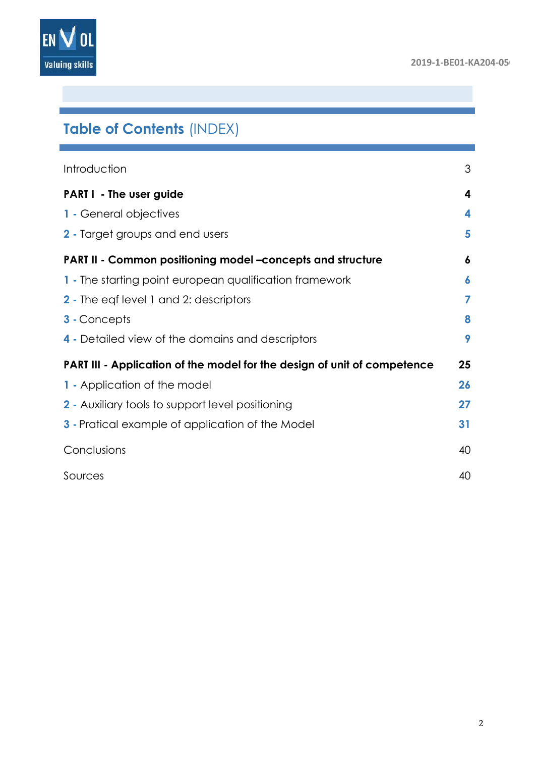## **Table of Contents** (INDEX)

| | |
|---|---|
| Introduction | 3 |
| **PART I - The user guide** | **4** |
| **1 -** General objectives | **4** |
| **2 -** Target groups and end users | **5** |
| **PART II - Common positioning model –concepts and structure** | **6** |
| **1 -** The starting point european qualification framework | **6** |
| **2 -** The eqf level 1 and 2: descriptors | **7** |
| **3 -** Concepts | **8** |
| **4 -** Detailed view of the domains and descriptors | **9** |
| **PART III - Application of the model for the design of unit of competence** | **25** |
| **1 -** Application of the model | **26** |
| **2 -** Auxiliary tools to support level positioning | **27** |
| **3 -** Pratical example of application of the Model | **31** |
| Conclusions | 40 |
| Sources | 40 |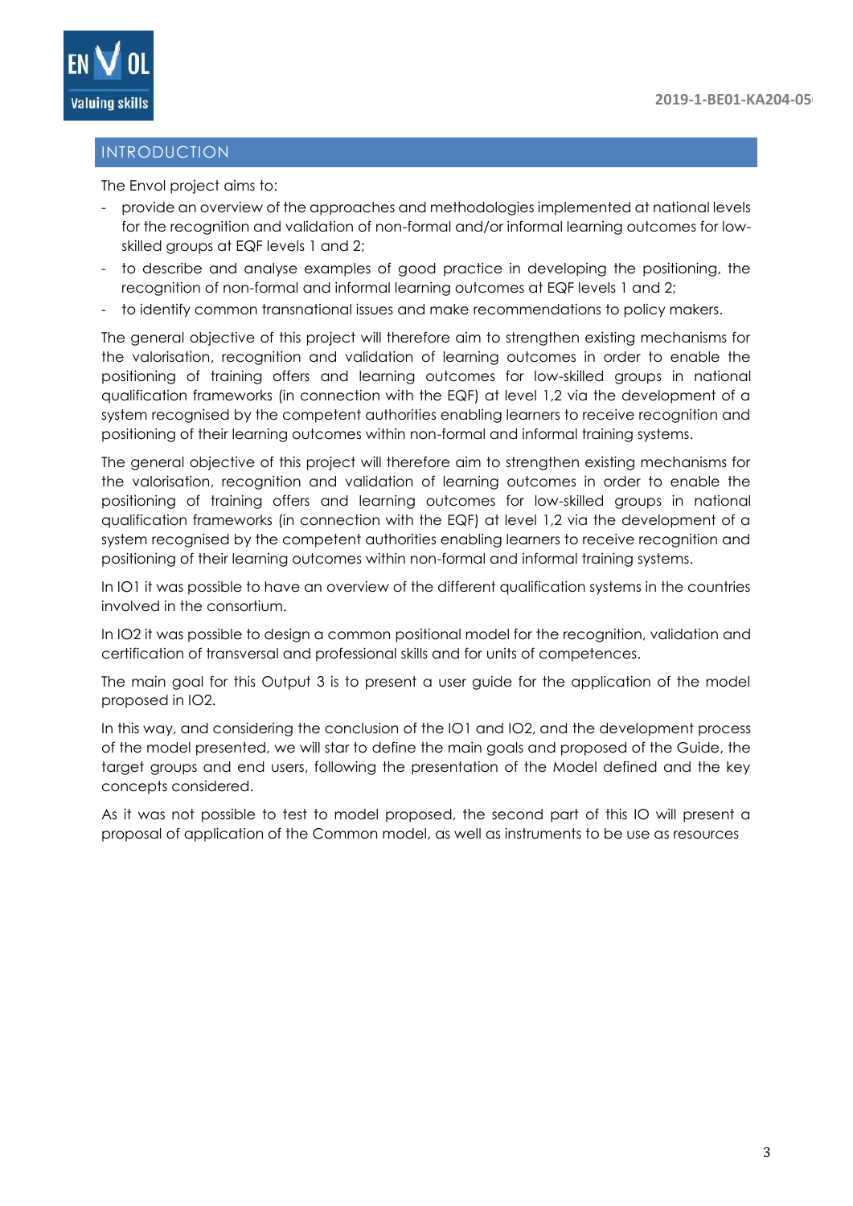## INTRODUCTION

The Envol project aims to:

- provide an overview of the approaches and methodologies implemented at national levels for the recognition and validation of non-formal and/or informal learning outcomes for low-skilled groups at EQF levels 1 and 2;
- to describe and analyse examples of good practice in developing the positioning, the recognition of non-formal and informal learning outcomes at EQF levels 1 and 2;
- to identify common transnational issues and make recommendations to policy makers.

The general objective of this project will therefore aim to strengthen existing mechanisms for the valorisation, recognition and validation of learning outcomes in order to enable the positioning of training offers and learning outcomes for low-skilled groups in national qualification frameworks (in connection with the EQF) at level 1,2 via the development of a system recognised by the competent authorities enabling learners to receive recognition and positioning of their learning outcomes within non-formal and informal training systems.

The general objective of this project will therefore aim to strengthen existing mechanisms for the valorisation, recognition and validation of learning outcomes in order to enable the positioning of training offers and learning outcomes for low-skilled groups in national qualification frameworks (in connection with the EQF) at level 1,2 via the development of a system recognised by the competent authorities enabling learners to receive recognition and positioning of their learning outcomes within non-formal and informal training systems.

In IO1 it was possible to have an overview of the different qualification systems in the countries involved in the consortium.

In IO2 it was possible to design a common positional model for the recognition, validation and certification of transversal and professional skills and for units of competences.

The main goal for this Output 3 is to present a user guide for the application of the model proposed in IO2.

In this way, and considering the conclusion of the IO1 and IO2, and the development process of the model presented, we will star to define the main goals and proposed of the Guide, the target groups and end users, following the presentation of the Model defined and the key concepts considered.

As it was not possible to test to model proposed, the second part of this IO will present a proposal of application of the Common model, as well as instruments to be use as resources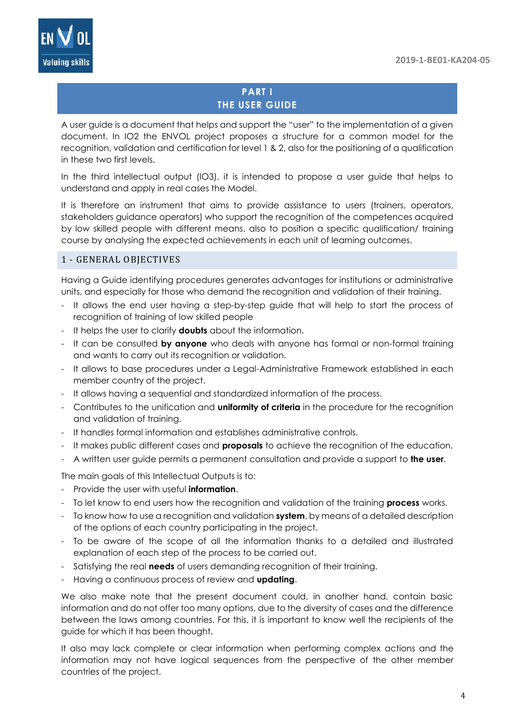# PART I
# THE USER GUIDE

A user guide is a document that helps and support the "user" to the implementation of a given document. In IO2 the ENVOL project proposes a structure for a common model for the recognition, validation and certification for level 1 & 2, also for the positioning of a qualification in these two first levels.

In the third intellectual output (IO3), it is intended to propose a user guide that helps to understand and apply in real cases the Model.

It is therefore an instrument that aims to provide assistance to users (trainers, operators, stakeholders guidance operators) who support the recognition of the competences acquired by low skilled people with different means, also to position a specific qualification/ training course by analysing the expected achievements in each unit of learning outcomes.

## 1 - GENERAL OBJECTIVES

Having a Guide identifying procedures generates advantages for institutions or administrative units, and especially for those who demand the recognition and validation of their training.

- It allows the end user having a step-by-step guide that will help to start the process of recognition of training of low skilled people
- It helps the user to clarify **doubts** about the information.
- It can be consulted **by anyone** who deals with anyone has formal or non-formal training and wants to carry out its recognition or validation.
- It allows to base procedures under a Legal-Administrative Framework established in each member country of the project.
- It allows having a sequential and standardized information of the process.
- Contributes to the unification and **uniformity of criteria** in the procedure for the recognition and validation of training.
- It handles formal information and establishes administrative controls.
- It makes public different cases and **proposals** to achieve the recognition of the education.
- A written user guide permits a permanent consultation and provide a support to **the user**.

The main goals of this Intellectual Outputs is to:

- Provide the user with useful **information**.
- To let know to end users how the recognition and validation of the training **process** works.
- To know how to use a recognition and validation **system**, by means of a detailed description of the options of each country participating in the project.
- To be aware of the scope of all the information thanks to a detailed and illustrated explanation of each step of the process to be carried out.
- Satisfying the real **needs** of users demanding recognition of their training.
- Having a continuous process of review and **updating**.

We also make note that the present document could, in another hand, contain basic information and do not offer too many options, due to the diversity of cases and the difference between the laws among countries. For this, it is important to know well the recipients of the guide for which it has been thought.

It also may lack complete or clear information when performing complex actions and the information may not have logical sequences from the perspective of the other member countries of the project.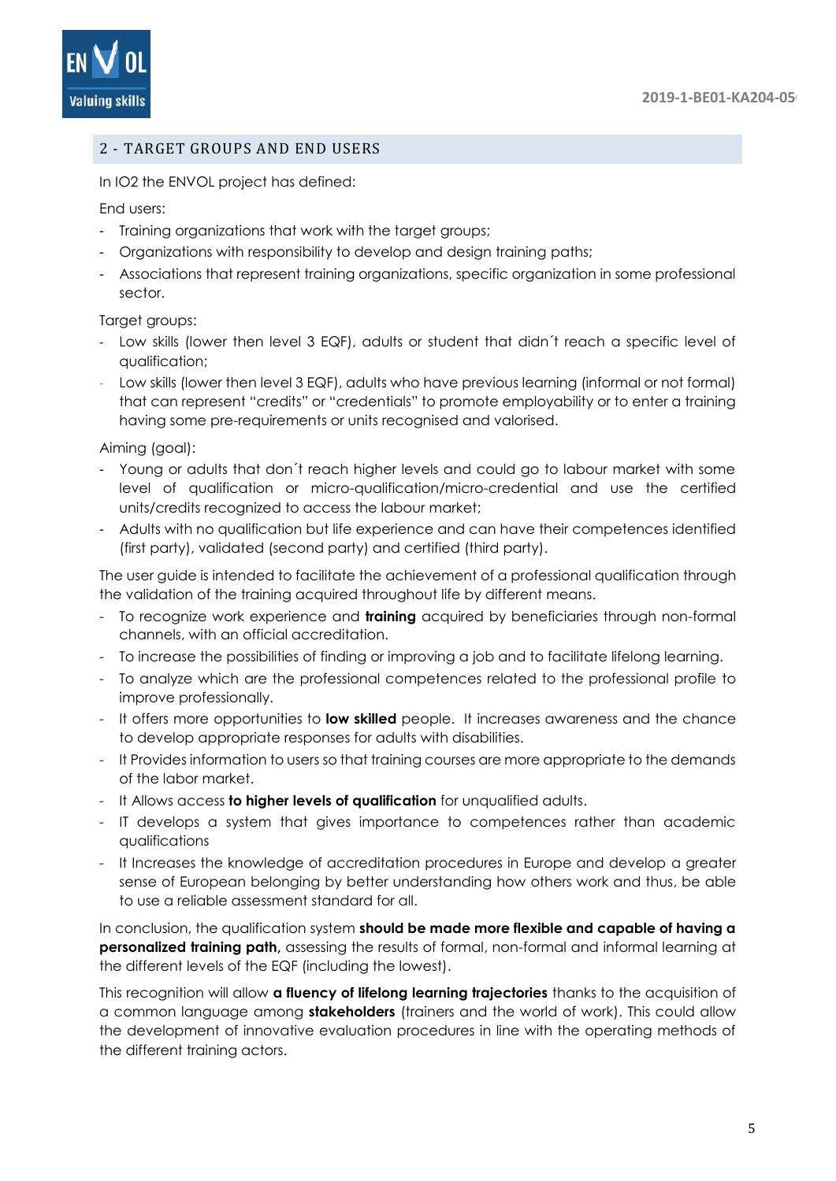## 2 - TARGET GROUPS AND END USERS

In IO2 the ENVOL project has defined:

End users:

- Training organizations that work with the target groups;
- Organizations with responsibility to develop and design training paths;
- Associations that represent training organizations, specific organization in some professional sector.

Target groups:

- Low skills (lower then level 3 EQF), adults or student that didn´t reach a specific level of qualification;
- Low skills (lower then level 3 EQF), adults who have previous learning (informal or not formal) that can represent "credits" or "credentials" to promote employability or to enter a training having some pre-requirements or units recognised and valorised.

Aiming (goal):

- Young or adults that don´t reach higher levels and could go to labour market with some level of qualification or micro-qualification/micro-credential and use the certified units/credits recognized to access the labour market;
- Adults with no qualification but life experience and can have their competences identified (first party), validated (second party) and certified (third party).

The user guide is intended to facilitate the achievement of a professional qualification through the validation of the training acquired throughout life by different means.

- To recognize work experience and **training** acquired by beneficiaries through non-formal channels, with an official accreditation.
- To increase the possibilities of finding or improving a job and to facilitate lifelong learning.
- To analyze which are the professional competences related to the professional profile to improve professionally.
- It offers more opportunities to **low skilled** people. It increases awareness and the chance to develop appropriate responses for adults with disabilities.
- It Provides information to users so that training courses are more appropriate to the demands of the labor market.
- It Allows access **to higher levels of qualification** for unqualified adults.
- IT develops a system that gives importance to competences rather than academic qualifications
- It Increases the knowledge of accreditation procedures in Europe and develop a greater sense of European belonging by better understanding how others work and thus, be able to use a reliable assessment standard for all.

In conclusion, the qualification system **should be made more flexible and capable of having a personalized training path,** assessing the results of formal, non-formal and informal learning at the different levels of the EQF (including the lowest).

This recognition will allow **a fluency of lifelong learning trajectories** thanks to the acquisition of a common language among **stakeholders** (trainers and the world of work). This could allow the development of innovative evaluation procedures in line with the operating methods of the different training actors.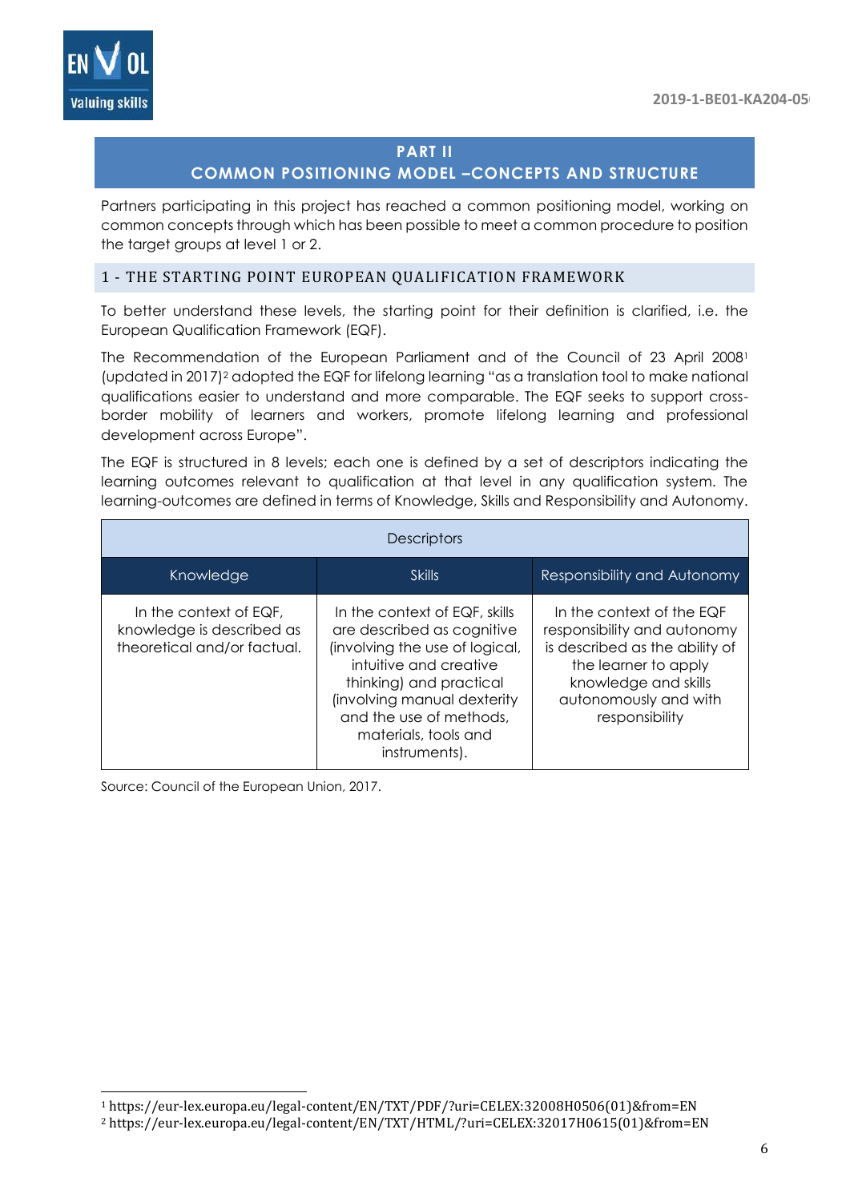## PART II
## COMMON POSITIONING MODEL –CONCEPTS AND STRUCTURE

Partners participating in this project has reached a common positioning model, working on common concepts through which has been possible to meet a common procedure to position the target groups at level 1 or 2.

### 1 - THE STARTING POINT EUROPEAN QUALIFICATION FRAMEWORK

To better understand these levels, the starting point for their definition is clarified, i.e. the European Qualification Framework (EQF).

The Recommendation of the European Parliament and of the Council of 23 April 2008[1] (updated in 2017)[2] adopted the EQF for lifelong learning "as a translation tool to make national qualifications easier to understand and more comparable. The EQF seeks to support cross-border mobility of learners and workers, promote lifelong learning and professional development across Europe".

The EQF is structured in 8 levels; each one is defined by a set of descriptors indicating the learning outcomes relevant to qualification at that level in any qualification system. The learning-outcomes are defined in terms of Knowledge, Skills and Responsibility and Autonomy.

| Descriptors | | |
|---|---|---|
| Knowledge | Skills | Responsibility and Autonomy |
| In the context of EQF, knowledge is described as theoretical and/or factual. | In the context of EQF, skills are described as cognitive (involving the use of logical, intuitive and creative thinking) and practical (involving manual dexterity and the use of methods, materials, tools and instruments). | In the context of the EQF responsibility and autonomy is described as the ability of the learner to apply knowledge and skills autonomously and with responsibility |

Source: Council of the European Union, 2017.

[1] https://eur-lex.europa.eu/legal-content/EN/TXT/PDF/?uri=CELEX:32008H0506(01)&from=EN

[2] https://eur-lex.europa.eu/legal-content/EN/TXT/HTML/?uri=CELEX:32017H0615(01)&from=EN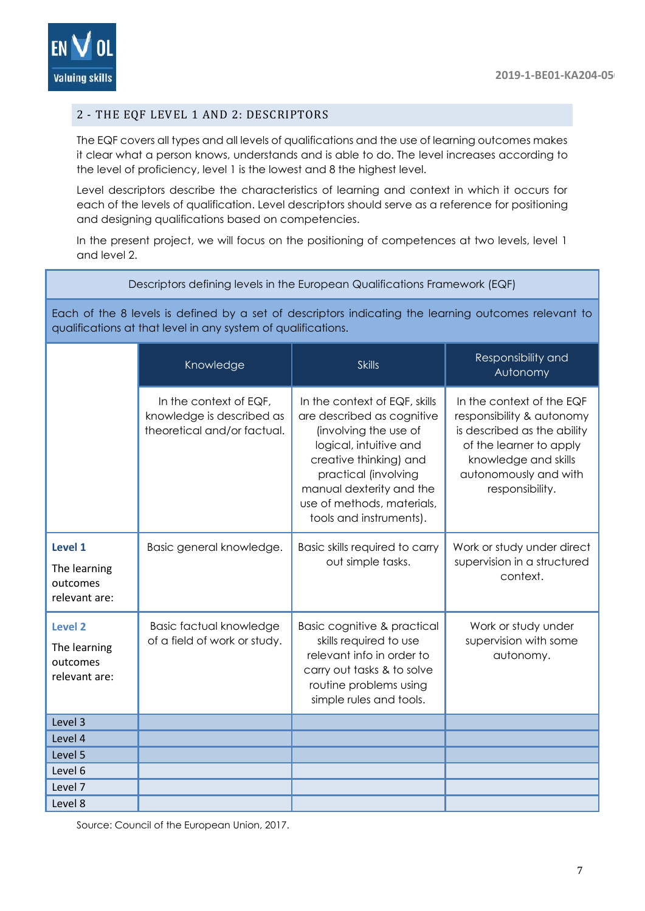## 2 - THE EQF LEVEL 1 AND 2: DESCRIPTORS

The EQF covers all types and all levels of qualifications and the use of learning outcomes makes it clear what a person knows, understands and is able to do. The level increases according to the level of proficiency, level 1 is the lowest and 8 the highest level.

Level descriptors describe the characteristics of learning and context in which it occurs for each of the levels of qualification. Level descriptors should serve as a reference for positioning and designing qualifications based on competencies.

In the present project, we will focus on the positioning of competences at two levels, level 1 and level 2.

| Descriptors defining levels in the European Qualifications Framework (EQF) | | | |
|---|---|---|---|
| Each of the 8 levels is defined by a set of descriptors indicating the learning outcomes relevant to qualifications at that level in any system of qualifications. | | | |
| | Knowledge | Skills | Responsibility and Autonomy |
| | In the context of EQF, knowledge is described as theoretical and/or factual. | In the context of EQF, skills are described as cognitive (involving the use of logical, intuitive and creative thinking) and practical (involving manual dexterity and the use of methods, materials, tools and instruments). | In the context of the EQF responsibility & autonomy is described as the ability of the learner to apply knowledge and skills autonomously and with responsibility. |
| **Level 1** The learning outcomes relevant are: | Basic general knowledge. | Basic skills required to carry out simple tasks. | Work or study under direct supervision in a structured context. |
| **Level 2** The learning outcomes relevant are: | Basic factual knowledge of a field of work or study. | Basic cognitive & practical skills required to use relevant info in order to carry out tasks & to solve routine problems using simple rules and tools. | Work or study under supervision with some autonomy. |
| Level 3 | | | |
| Level 4 | | | |
| Level 5 | | | |
| Level 6 | | | |
| Level 7 | | | |
| Level 8 | | | |

Source: Council of the European Union, 2017.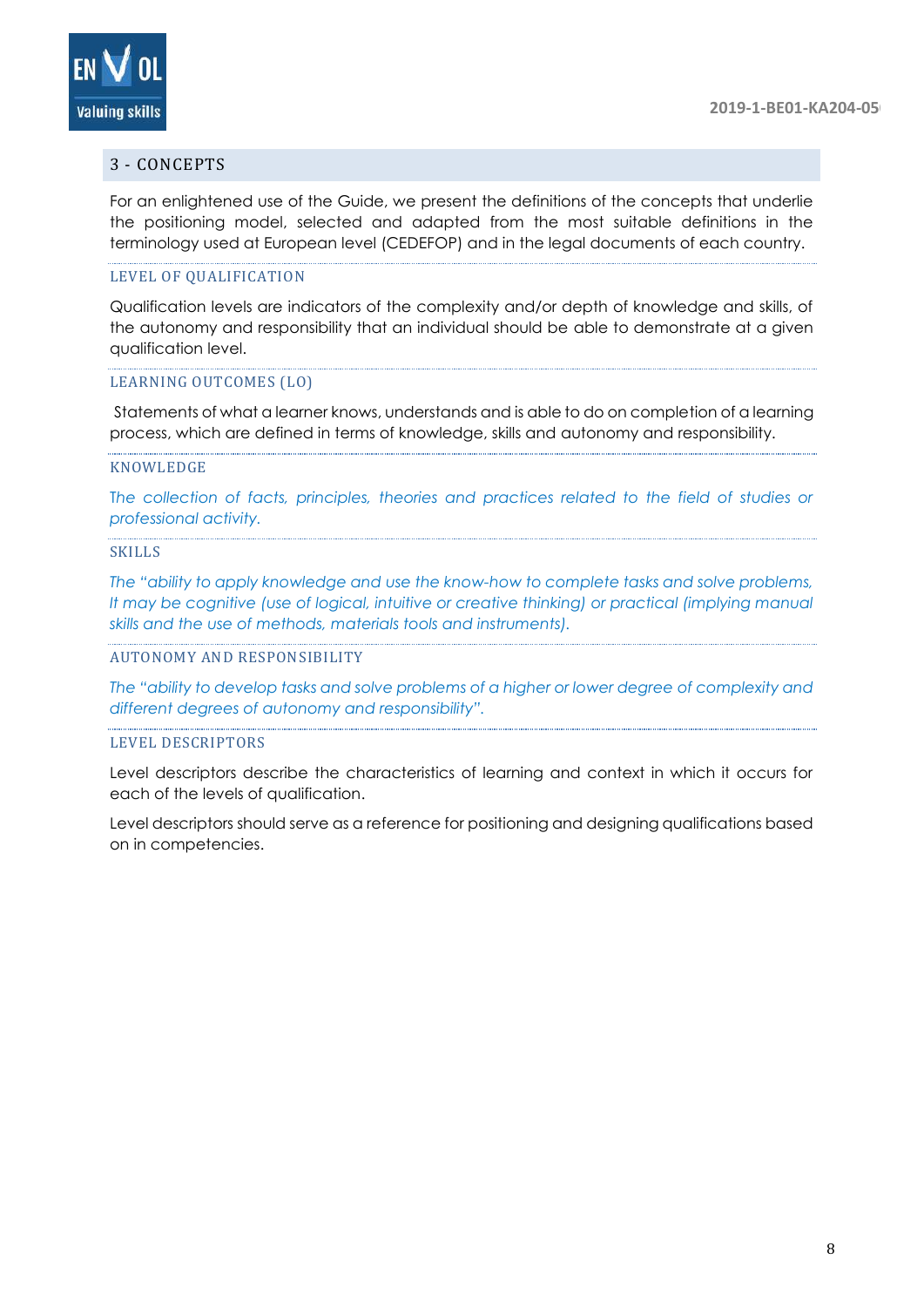## 3 - CONCEPTS

For an enlightened use of the Guide, we present the definitions of the concepts that underlie the positioning model, selected and adapted from the most suitable definitions in the terminology used at European level (CEDEFOP) and in the legal documents of each country.

### LEVEL OF QUALIFICATION

Qualification levels are indicators of the complexity and/or depth of knowledge and skills, of the autonomy and responsibility that an individual should be able to demonstrate at a given qualification level.

### LEARNING OUTCOMES (LO)

Statements of what a learner knows, understands and is able to do on completion of a learning process, which are defined in terms of knowledge, skills and autonomy and responsibility.

### KNOWLEDGE

*The collection of facts, principles, theories and practices related to the field of studies or professional activity.*

### SKILLS

*The "ability to apply knowledge and use the know-how to complete tasks and solve problems, It may be cognitive (use of logical, intuitive or creative thinking) or practical (implying manual skills and the use of methods, materials tools and instruments).*

### AUTONOMY AND RESPONSIBILITY

*The "ability to develop tasks and solve problems of a higher or lower degree of complexity and different degrees of autonomy and responsibility".*

### LEVEL DESCRIPTORS

Level descriptors describe the characteristics of learning and context in which it occurs for each of the levels of qualification.

Level descriptors should serve as a reference for positioning and designing qualifications based on in competencies.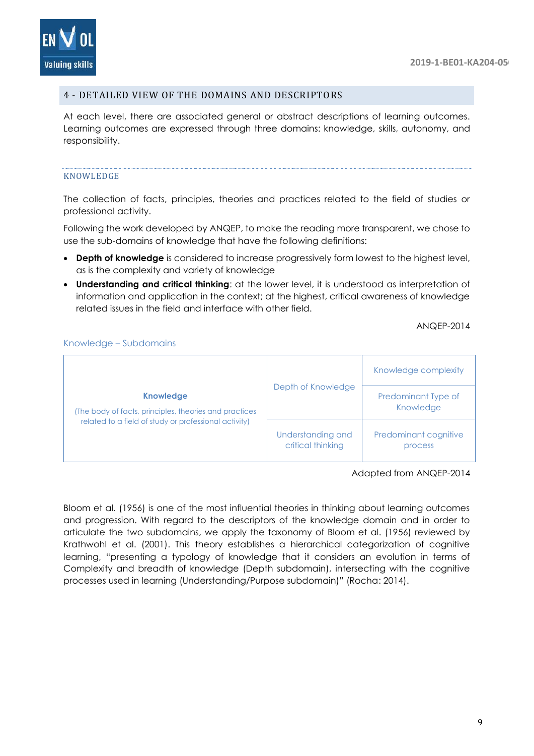## 4 - DETAILED VIEW OF THE DOMAINS AND DESCRIPTORS

At each level, there are associated general or abstract descriptions of learning outcomes. Learning outcomes are expressed through three domains: knowledge, skills, autonomy, and responsibility.

### KNOWLEDGE

The collection of facts, principles, theories and practices related to the field of studies or professional activity.

Following the work developed by ANQEP, to make the reading more transparent, we chose to use the sub-domains of knowledge that have the following definitions:

- **Depth of knowledge** is considered to increase progressively form lowest to the highest level, as is the complexity and variety of knowledge
- **Understanding and critical thinking**: at the lower level, it is understood as interpretation of information and application in the context; at the highest, critical awareness of knowledge related issues in the field and interface with other field.

ANQEP-2014

Knowledge – Subdomains

| | | |
|---|---|---|
| **Knowledge** (The body of facts, principles, theories and practices related to a field of study or professional activity) | Depth of Knowledge | Knowledge complexity |
| | | Predominant Type of Knowledge |
| | Understanding and critical thinking | Predominant cognitive process |

Adapted from ANQEP-2014

Bloom et al. (1956) is one of the most influential theories in thinking about learning outcomes and progression. With regard to the descriptors of the knowledge domain and in order to articulate the two subdomains, we apply the taxonomy of Bloom et al. (1956) reviewed by Krathwohl et al. (2001). This theory establishes a hierarchical categorization of cognitive learning, "presenting a typology of knowledge that it considers an evolution in terms of Complexity and breadth of knowledge (Depth subdomain), intersecting with the cognitive processes used in learning (Understanding/Purpose subdomain)" (Rocha: 2014).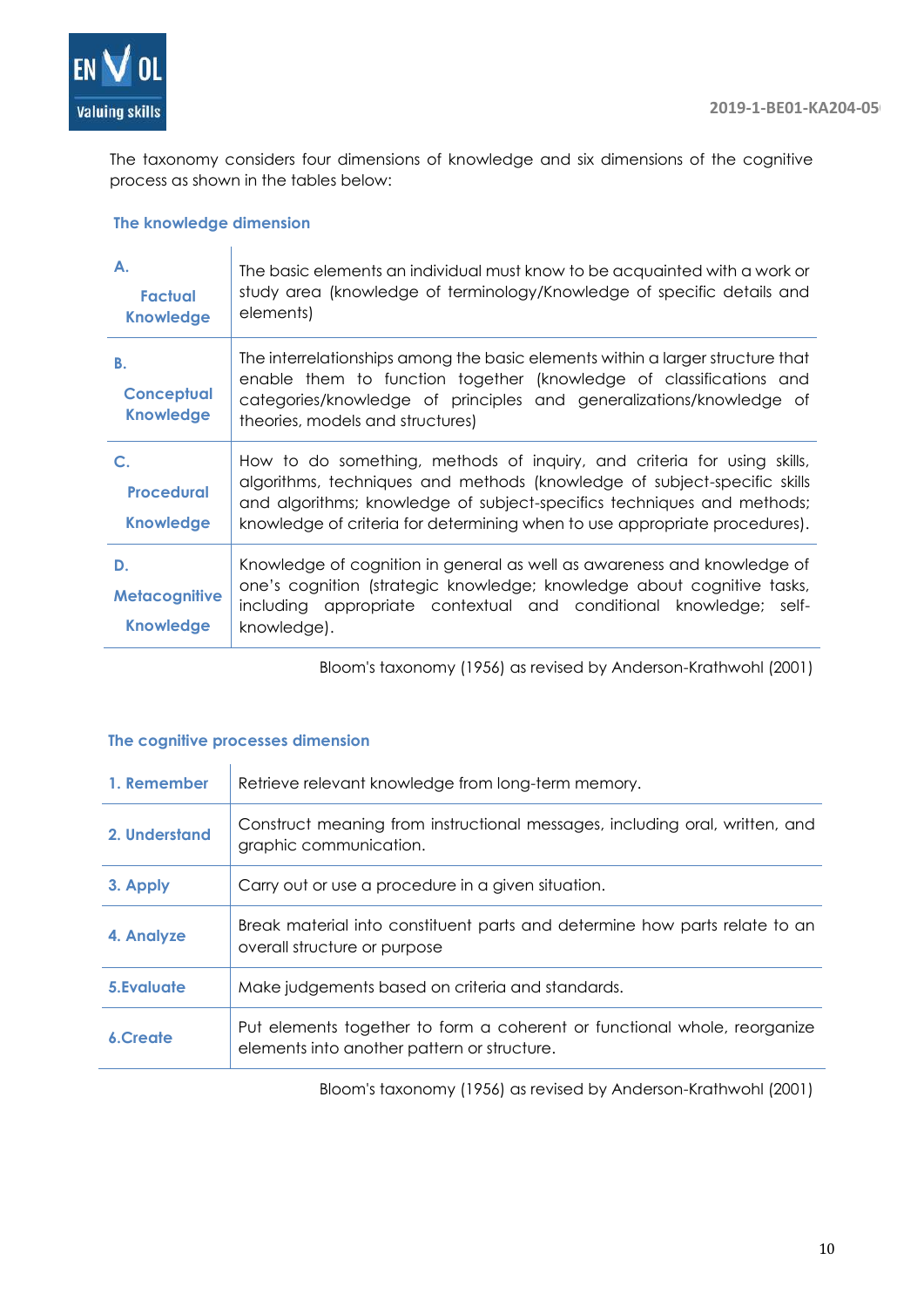The taxonomy considers four dimensions of knowledge and six dimensions of the cognitive process as shown in the tables below:

### The knowledge dimension

| | |
|---|---|
| **A. Factual Knowledge** | The basic elements an individual must know to be acquainted with a work or study area (knowledge of terminology/Knowledge of specific details and elements) |
| **B. Conceptual Knowledge** | The interrelationships among the basic elements within a larger structure that enable them to function together (knowledge of classifications and categories/knowledge of principles and generalizations/knowledge of theories, models and structures) |
| **C. Procedural Knowledge** | How to do something, methods of inquiry, and criteria for using skills, algorithms, techniques and methods (knowledge of subject-specific skills and algorithms; knowledge of subject-specifics techniques and methods; knowledge of criteria for determining when to use appropriate procedures). |
| **D. Metacognitive Knowledge** | Knowledge of cognition in general as well as awareness and knowledge of one's cognition (strategic knowledge; knowledge about cognitive tasks, including appropriate contextual and conditional knowledge; self-knowledge). |

Bloom's taxonomy (1956) as revised by Anderson-Krathwohl (2001)

### The cognitive processes dimension

| | |
|---|---|
| **1. Remember** | Retrieve relevant knowledge from long-term memory. |
| **2. Understand** | Construct meaning from instructional messages, including oral, written, and graphic communication. |
| **3. Apply** | Carry out or use a procedure in a given situation. |
| **4. Analyze** | Break material into constituent parts and determine how parts relate to an overall structure or purpose |
| **5.Evaluate** | Make judgements based on criteria and standards. |
| **6.Create** | Put elements together to form a coherent or functional whole, reorganize elements into another pattern or structure. |

Bloom's taxonomy (1956) as revised by Anderson-Krathwohl (2001)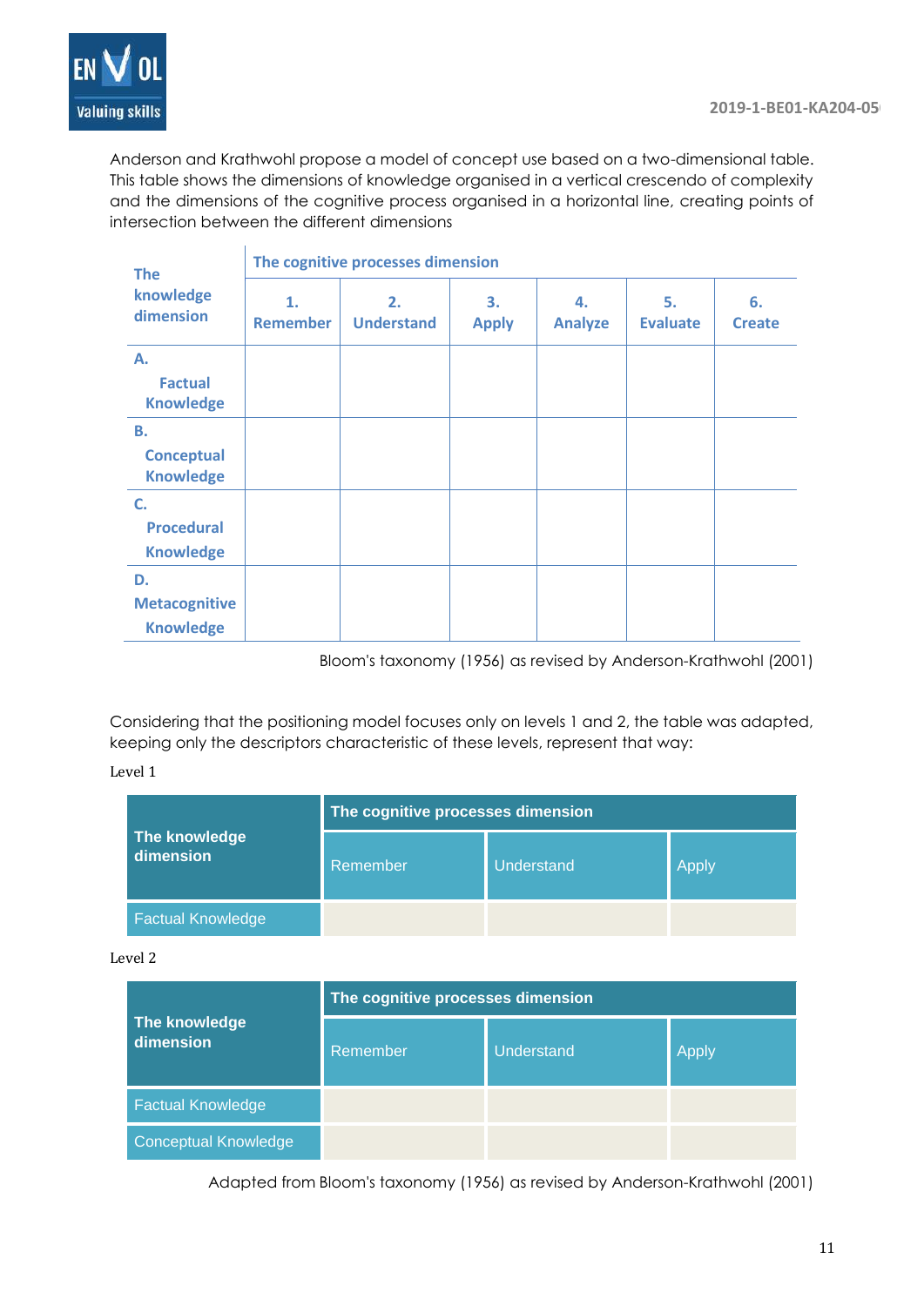Anderson and Krathwohl propose a model of concept use based on a two-dimensional table. This table shows the dimensions of knowledge organised in a vertical crescendo of complexity and the dimensions of the cognitive process organised in a horizontal line, creating points of intersection between the different dimensions

| The knowledge dimension | The cognitive processes dimension | | | | | |
|---|---|---|---|---|---|---|
| | 1. Remember | 2. Understand | 3. Apply | 4. Analyze | 5. Evaluate | 6. Create |
| A. Factual Knowledge | | | | | | |
| B. Conceptual Knowledge | | | | | | |
| C. Procedural Knowledge | | | | | | |
| D. Metacognitive Knowledge | | | | | | |

Bloom's taxonomy (1956) as revised by Anderson-Krathwohl (2001)

Considering that the positioning model focuses only on levels 1 and 2, the table was adapted, keeping only the descriptors characteristic of these levels, represent that way:

Level 1

| The knowledge dimension | The cognitive processes dimension | | |
|---|---|---|---|
| | Remember | Understand | Apply |
| Factual Knowledge | | | |

Level 2

| The knowledge dimension | The cognitive processes dimension | | |
|---|---|---|---|
| | Remember | Understand | Apply |
| Factual Knowledge | | | |
| Conceptual Knowledge | | | |

Adapted from Bloom's taxonomy (1956) as revised by Anderson-Krathwohl (2001)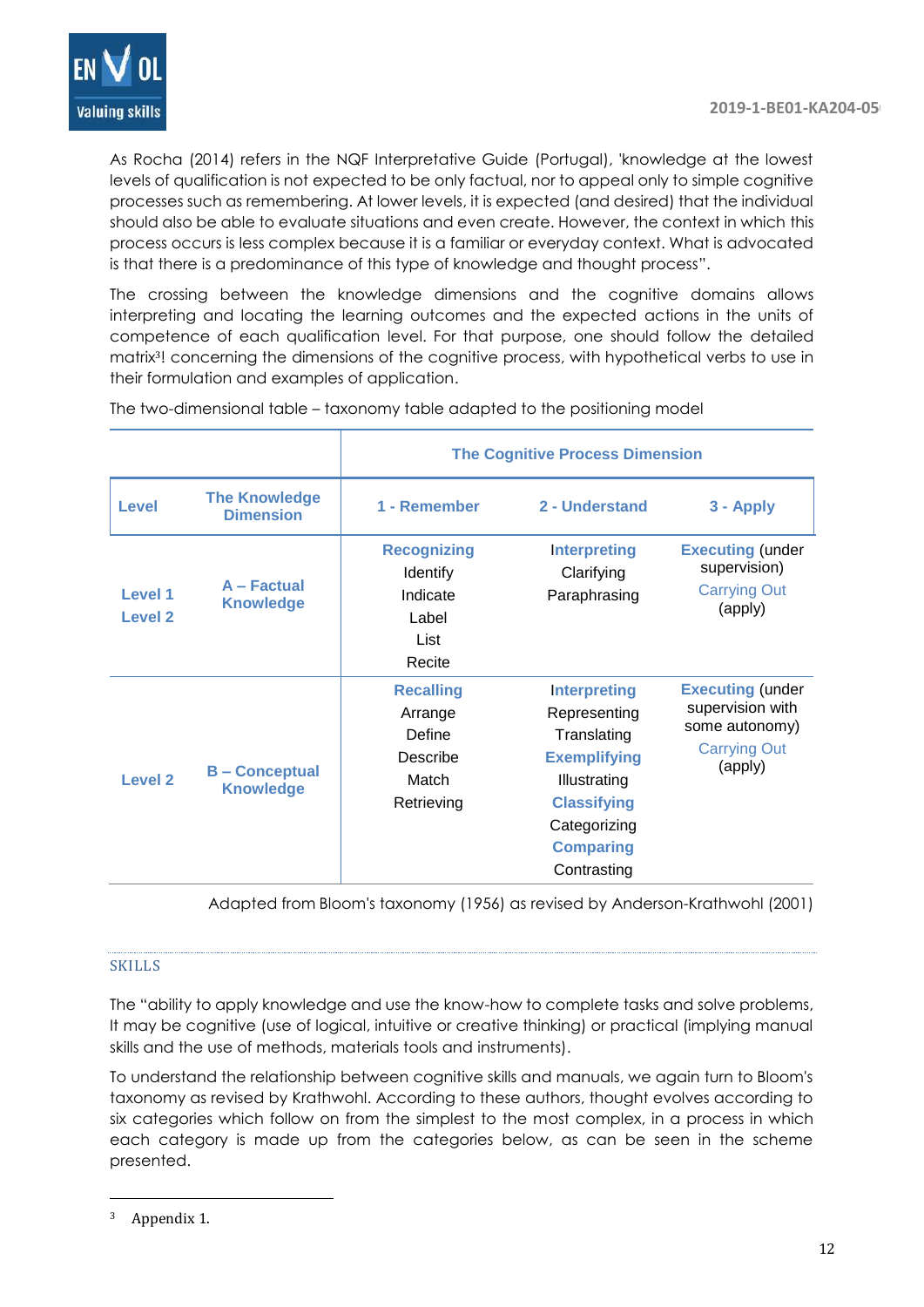As Rocha (2014) refers in the NQF Interpretative Guide (Portugal), 'knowledge at the lowest levels of qualification is not expected to be only factual, nor to appeal only to simple cognitive processes such as remembering. At lower levels, it is expected (and desired) that the individual should also be able to evaluate situations and even create. However, the context in which this process occurs is less complex because it is a familiar or everyday context. What is advocated is that there is a predominance of this type of knowledge and thought process".

The crossing between the knowledge dimensions and the cognitive domains allows interpreting and locating the learning outcomes and the expected actions in the units of competence of each qualification level. For that purpose, one should follow the detailed matrix[3]! concerning the dimensions of the cognitive process, with hypothetical verbs to use in their formulation and examples of application.

The two-dimensional table – taxonomy table adapted to the positioning model

| | | The Cognitive Process Dimension | | |
|---|---|---|---|---|
| **Level** | **The Knowledge Dimension** | **1 - Remember** | **2 - Understand** | **3 - Apply** |
| Level 1<br>Level 2 | A – Factual Knowledge | **Recognizing**<br>Identify<br>Indicate<br>Label<br>List<br>Recite | **Interpreting**<br>Clarifying<br>Paraphrasing | **Executing** (under supervision)<br>Carrying Out<br>(apply) |
| Level 2 | B – Conceptual Knowledge | **Recalling**<br>Arrange<br>Define<br>Describe<br>Match<br>Retrieving | **Interpreting**<br>Representing<br>Translating<br>**Exemplifying**<br>Illustrating<br>**Classifying**<br>Categorizing<br>**Comparing**<br>Contrasting | **Executing** (under supervision with some autonomy)<br>Carrying Out<br>(apply) |

Adapted from Bloom's taxonomy (1956) as revised by Anderson-Krathwohl (2001)

## SKILLS

The "ability to apply knowledge and use the know-how to complete tasks and solve problems, It may be cognitive (use of logical, intuitive or creative thinking) or practical (implying manual skills and the use of methods, materials tools and instruments).

To understand the relationship between cognitive skills and manuals, we again turn to Bloom's taxonomy as revised by Krathwohl. According to these authors, thought evolves according to six categories which follow on from the simplest to the most complex, in a process in which each category is made up from the categories below, as can be seen in the scheme presented.

---

[3] Appendix 1.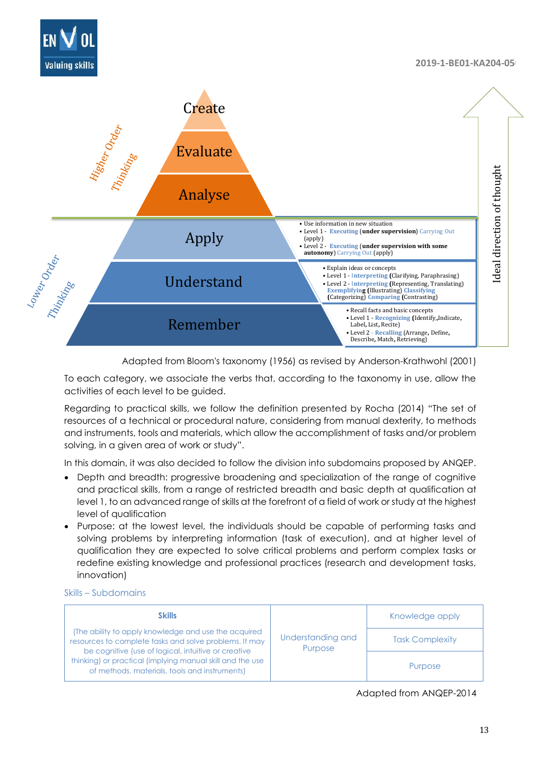Create

Evaluate

Analyse

Higher Order Thinking

Apply

- Use information in new situation
- Level 1 - **Executing** (**under supervision**) Carrying Out (apply)
- Level 2 - **Executing** (**under supervision with some autonomy**) Carrying Out (apply)

Understand

- Explain ideas or concepts
- Level 1 - **Interpreting** (Clarifying, Paraphrasing)
- Level 2 - **Interpreting** (Representing, Translating) **Exemplifying** (Illustrating) **Classifying** (Categorizing) **Comparing** (Contrasting)

Remember

- Recall facts and basic concepts
- Level 1 - **Recognizing** (Identify,,Indicate, Label, List, Recite)
- Level 2 - **Recalling** (Arrange, Define, Describe, Match, Retrieving)

Lower Order Thinking

Ideal direction of thought

Adapted from Bloom's taxonomy (1956) as revised by Anderson-Krathwohl (2001)

To each category, we associate the verbs that, according to the taxonomy in use, allow the activities of each level to be guided.

Regarding to practical skills, we follow the definition presented by Rocha (2014) "The set of resources of a technical or procedural nature, considering from manual dexterity, to methods and instruments, tools and materials, which allow the accomplishment of tasks and/or problem solving, in a given area of work or study".

In this domain, it was also decided to follow the division into subdomains proposed by ANQEP.

- Depth and breadth: progressive broadening and specialization of the range of cognitive and practical skills, from a range of restricted breadth and basic depth at qualification at level 1, to an advanced range of skills at the forefront of a field of work or study at the highest level of qualification
- Purpose: at the lowest level, the individuals should be capable of performing tasks and solving problems by interpreting information (task of execution), and at higher level of qualification they are expected to solve critical problems and perform complex tasks or redefine existing knowledge and professional practices (research and development tasks, innovation)

Skills – Subdomains

| **Skills** (The ability to apply knowledge and use the acquired resources to complete tasks and solve problems. It may be cognitive (use of logical, intuitive or creative thinking) or practical (implying manual skill and the use of methods, materials, tools and instruments) | Understanding and Purpose | Knowledge apply |
|---|---|---|
| | | Task Complexity |
| | | Purpose |

Adapted from ANQEP-2014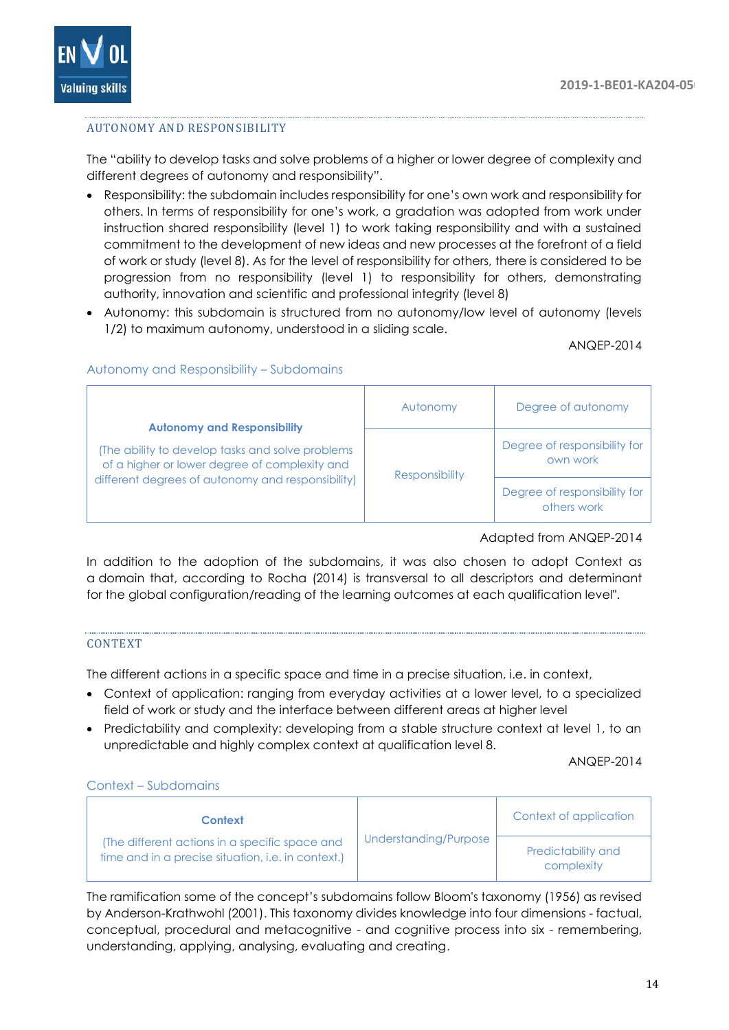## AUTONOMY AND RESPONSIBILITY

The "ability to develop tasks and solve problems of a higher or lower degree of complexity and different degrees of autonomy and responsibility".

- Responsibility: the subdomain includes responsibility for one's own work and responsibility for others. In terms of responsibility for one's work, a gradation was adopted from work under instruction shared responsibility (level 1) to work taking responsibility and with a sustained commitment to the development of new ideas and new processes at the forefront of a field of work or study (level 8). As for the level of responsibility for others, there is considered to be progression from no responsibility (level 1) to responsibility for others, demonstrating authority, innovation and scientific and professional integrity (level 8)
- Autonomy: this subdomain is structured from no autonomy/low level of autonomy (levels 1/2) to maximum autonomy, understood in a sliding scale.

ANQEP-2014

Autonomy and Responsibility – Subdomains

| **Autonomy and Responsibility** (The ability to develop tasks and solve problems of a higher or lower degree of complexity and different degrees of autonomy and responsibility) | Autonomy | Degree of autonomy |
|---|---|---|
| | Responsibility | Degree of responsibility for own work |
| | | Degree of responsibility for others work |

Adapted from ANQEP-2014

In addition to the adoption of the subdomains, it was also chosen to adopt Context as a domain that, according to Rocha (2014) is transversal to all descriptors and determinant for the global configuration/reading of the learning outcomes at each qualification level".

## CONTEXT

The different actions in a specific space and time in a precise situation, i.e. in context,

- Context of application: ranging from everyday activities at a lower level, to a specialized field of work or study and the interface between different areas at higher level
- Predictability and complexity: developing from a stable structure context at level 1, to an unpredictable and highly complex context at qualification level 8.

ANQEP-2014

Context – Subdomains

| **Context** (The different actions in a specific space and time and in a precise situation, i.e. in context.) | Understanding/Purpose | Context of application |
|---|---|---|
| | | Predictability and complexity |

The ramification some of the concept's subdomains follow Bloom's taxonomy (1956) as revised by Anderson-Krathwohl (2001). This taxonomy divides knowledge into four dimensions - factual, conceptual, procedural and metacognitive - and cognitive process into six - remembering, understanding, applying, analysing, evaluating and creating.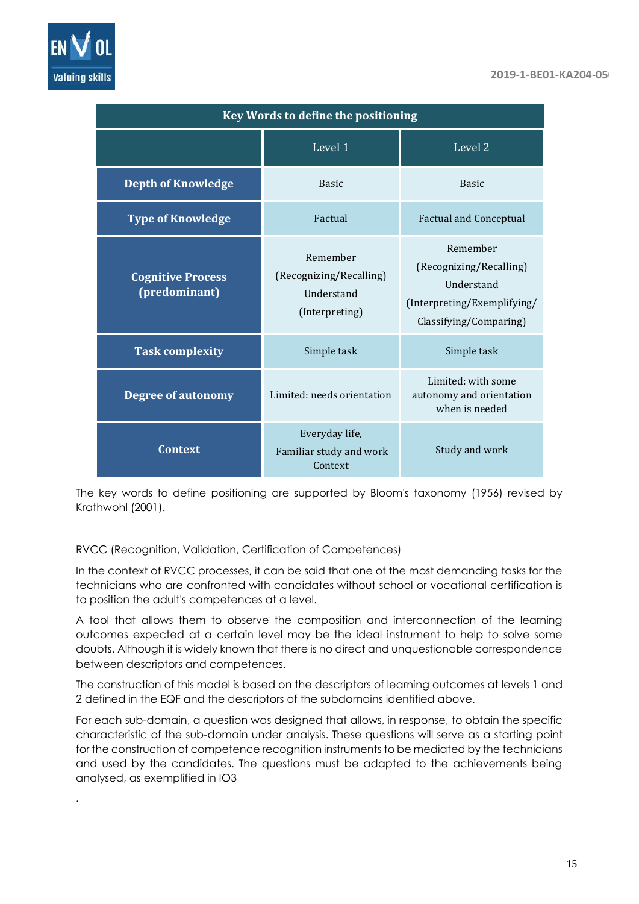| Key Words to define the positioning | | |
|---|---|---|
| | Level 1 | Level 2 |
| **Depth of Knowledge** | Basic | Basic |
| **Type of Knowledge** | Factual | Factual and Conceptual |
| **Cognitive Process (predominant)** | Remember (Recognizing/Recalling) Understand (Interpreting) | Remember (Recognizing/Recalling) Understand (Interpreting/Exemplifying/ Classifying/Comparing) |
| **Task complexity** | Simple task | Simple task |
| **Degree of autonomy** | Limited: needs orientation | Limited: with some autonomy and orientation when is needed |
| **Context** | Everyday life, Familiar study and work Context | Study and work |

The key words to define positioning are supported by Bloom's taxonomy (1956) revised by Krathwohl (2001).

RVCC (Recognition, Validation, Certification of Competences)

In the context of RVCC processes, it can be said that one of the most demanding tasks for the technicians who are confronted with candidates without school or vocational certification is to position the adult's competences at a level.

A tool that allows them to observe the composition and interconnection of the learning outcomes expected at a certain level may be the ideal instrument to help to solve some doubts. Although it is widely known that there is no direct and unquestionable correspondence between descriptors and competences.

The construction of this model is based on the descriptors of learning outcomes at levels 1 and 2 defined in the EQF and the descriptors of the subdomains identified above.

For each sub-domain, a question was designed that allows, in response, to obtain the specific characteristic of the sub-domain under analysis. These questions will serve as a starting point for the construction of competence recognition instruments to be mediated by the technicians and used by the candidates. The questions must be adapted to the achievements being analysed, as exemplified in IO3

.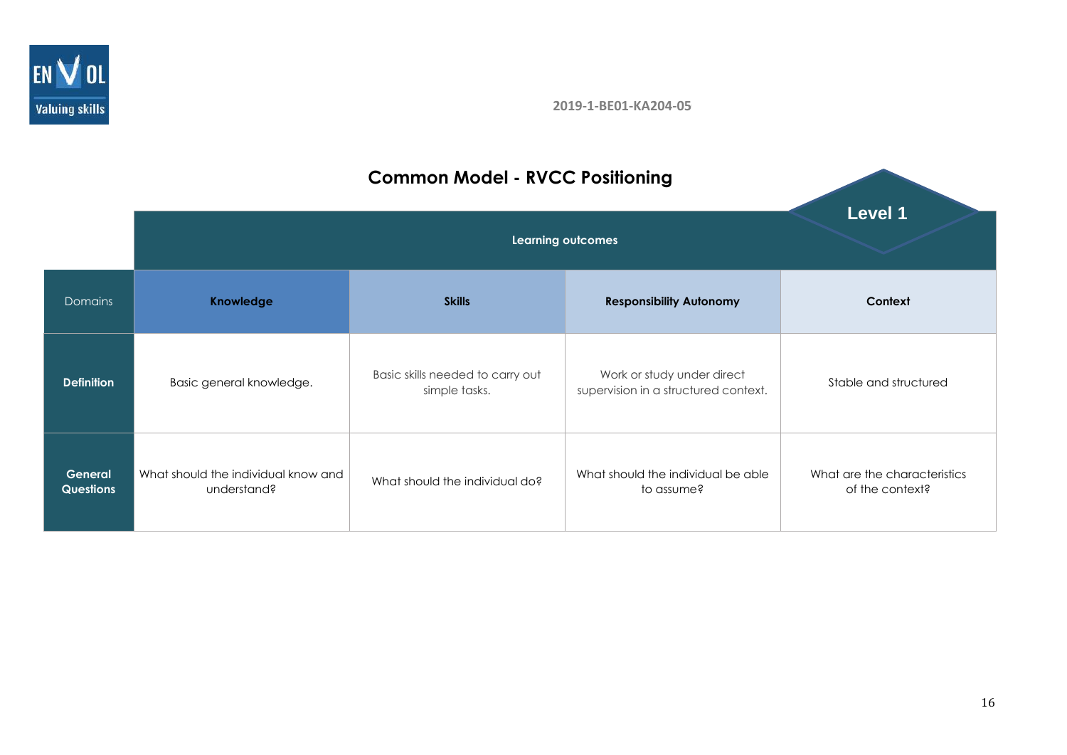## Common Model - RVCC Positioning

**Level 1**

| | Learning outcomes | | | |
|---|---|---|---|---|
| Domains | **Knowledge** | **Skills** | **Responsibility Autonomy** | **Context** |
| **Definition** | Basic general knowledge. | Basic skills needed to carry out simple tasks. | Work or study under direct supervision in a structured context. | Stable and structured |
| **General Questions** | What should the individual know and understand? | What should the individual do? | What should the individual be able to assume? | What are the characteristics of the context? |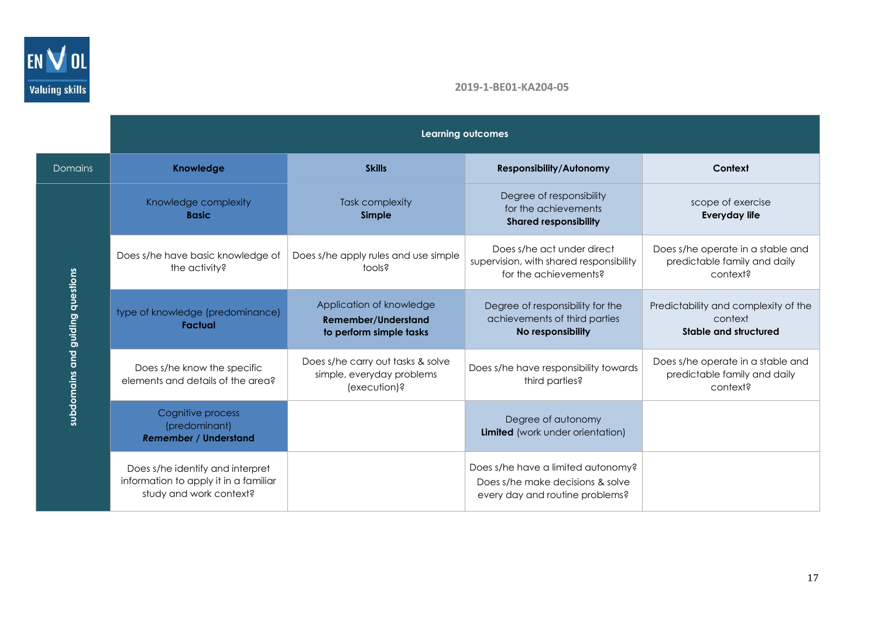| | Learning outcomes | | | |
|---|---|---|---|---|
| Domains | **Knowledge** | **Skills** | **Responsibility/Autonomy** | **Context** |
| subdomains and guiding questions | Knowledge complexity **Basic** | Task complexity **Simple** | Degree of responsibility for the achievements **Shared responsibility** | scope of exercise **Everyday life** |
| | Does s/he have basic knowledge of the activity? | Does s/he apply rules and use simple tools? | Does s/he act under direct supervision, with shared responsibility for the achievements? | Does s/he operate in a stable and predictable family and daily context? |
| | type of knowledge (predominance) **Factual** | Application of knowledge **Remember/Understand to perform simple tasks** | Degree of responsibility for the achievements of third parties **No responsibility** | Predictability and complexity of the context **Stable and structured** |
| | Does s/he know the specific elements and details of the area? | Does s/he carry out tasks & solve simple, everyday problems (execution)? | Does s/he have responsibility towards third parties? | Does s/he operate in a stable and predictable family and daily context? |
| | Cognitive process (predominant) ***Remember* / Understand** | | Degree of autonomy **Limited** (work under orientation) | |
| | Does s/he identify and interpret information to apply it in a familiar study and work context? | | Does s/he have a limited autonomy? Does s/he make decisions & solve every day and routine problems? | |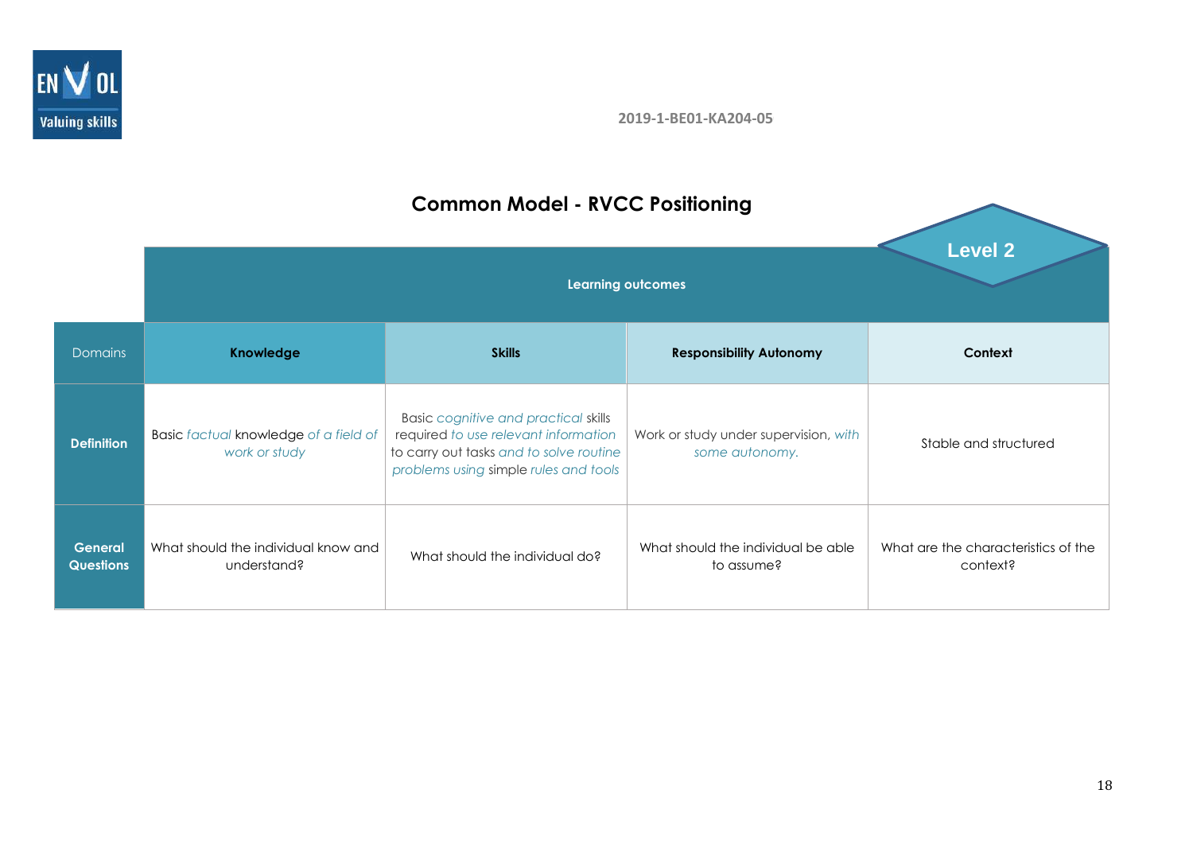# Common Model - RVCC Positioning

**Level 2**

| | Learning outcomes | | | |
|---|---|---|---|---|
| Domains | **Knowledge** | **Skills** | **Responsibility Autonomy** | **Context** |
| **Definition** | Basic *factual* knowledge *of a field of work or study* | Basic *cognitive and practical* skills required *to use relevant information* to carry out tasks *and to solve routine problems using* simple *rules and tools* | Work or study under supervision, *with some autonomy.* | Stable and structured |
| **General Questions** | What should the individual know and understand? | What should the individual do? | What should the individual be able to assume? | What are the characteristics of the context? |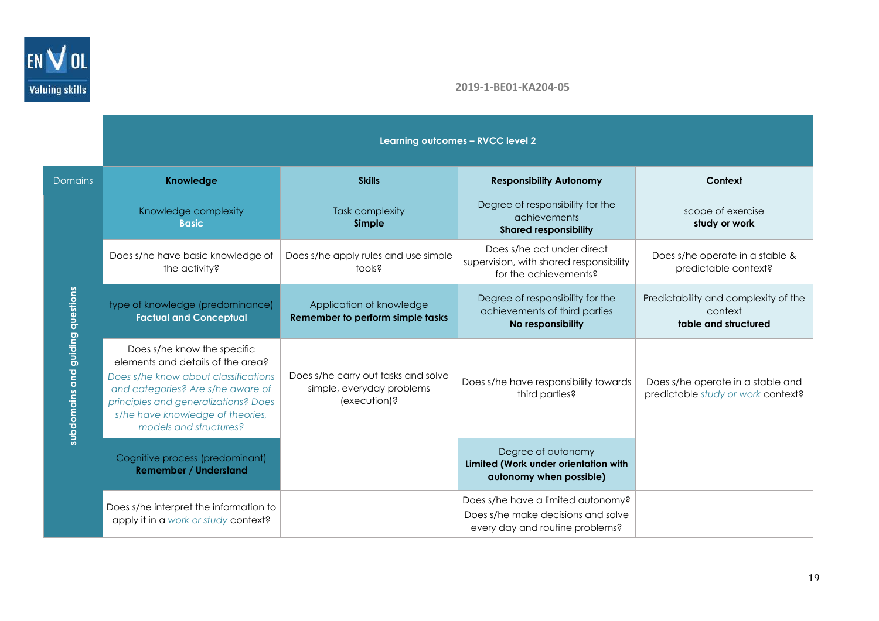| | Learning outcomes – RVCC level 2 | | | |
|---|---|---|---|---|
| Domains | **Knowledge** | **Skills** | **Responsibility Autonomy** | **Context** |
| subdomains and guiding questions | Knowledge complexity **Basic** | Task complexity **Simple** | Degree of responsibility for the achievements **Shared responsibility** | scope of exercise **study or work** |
| | Does s/he have basic knowledge of the activity? | Does s/he apply rules and use simple tools? | Does s/he act under direct supervision, with shared responsibility for the achievements? | Does s/he operate in a stable & predictable context? |
| | type of knowledge (predominance) **Factual and Conceptual** | Application of knowledge **Remember to perform simple tasks** | Degree of responsibility for the achievements of third parties **No responsibility** | Predictability and complexity of the context **table and structured** |
| | Does s/he know the specific elements and details of the area? *Does s/he know about classifications and categories? Are s/he aware of principles and generalizations? Does s/he have knowledge of theories, models and structures?* | Does s/he carry out tasks and solve simple, everyday problems (execution)? | Does s/he have responsibility towards third parties? | Does s/he operate in a stable and predictable *study or work* context? |
| | Cognitive process (predominant) **Remember / Understand** | | Degree of autonomy **Limited (Work under orientation with autonomy when possible)** | |
| | Does s/he interpret the information to apply it in a *work or study* context? | | Does s/he have a limited autonomy? Does s/he make decisions and solve every day and routine problems? | |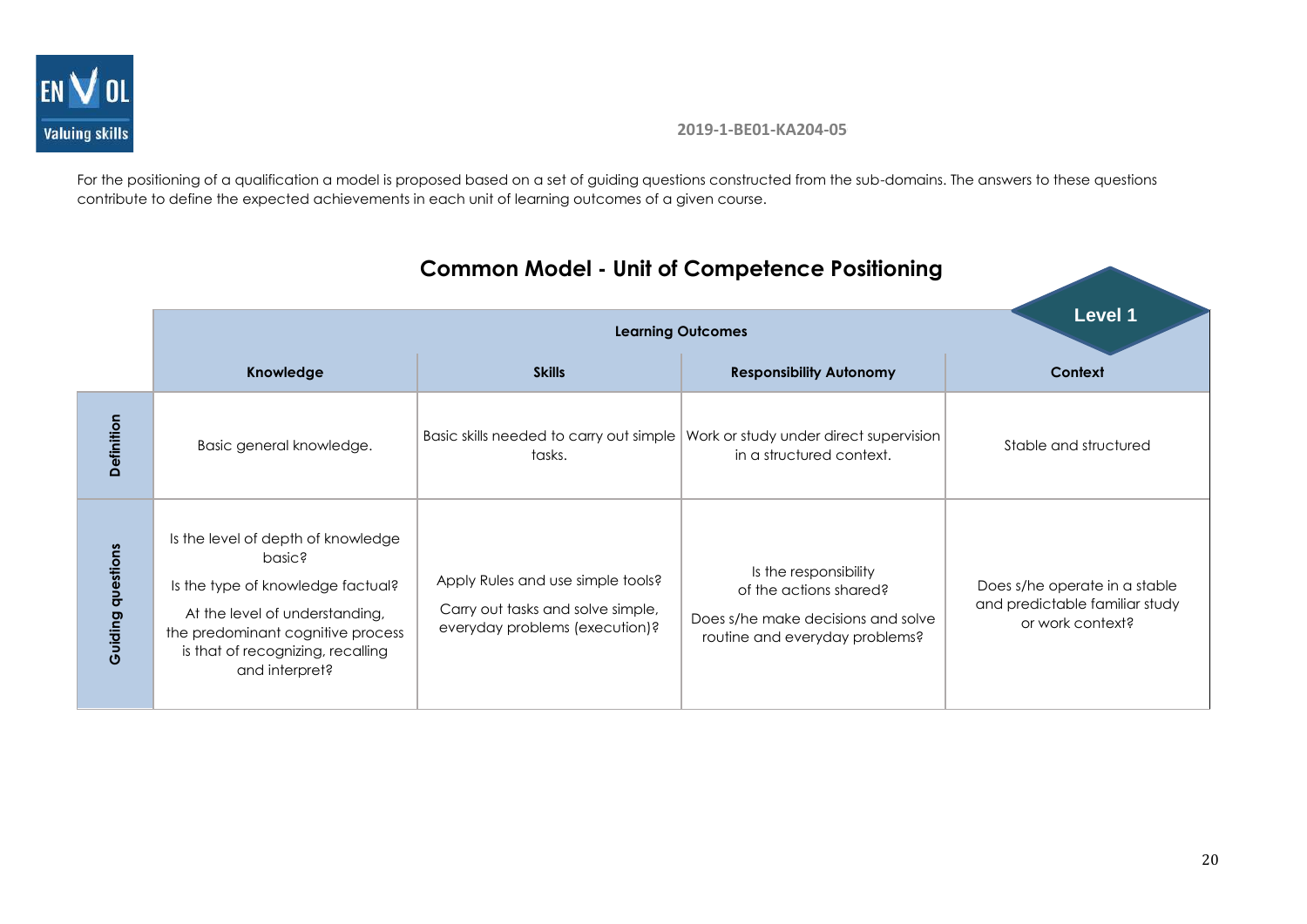For the positioning of a qualification a model is proposed based on a set of guiding questions constructed from the sub-domains. The answers to these questions contribute to define the expected achievements in each unit of learning outcomes of a given course.

## Common Model - Unit of Competence Positioning

**Level 1**

| | Learning Outcomes | | | |
|---|---|---|---|---|
| | **Knowledge** | **Skills** | **Responsibility Autonomy** | **Context** |
| **Definition** | Basic general knowledge. | Basic skills needed to carry out simple tasks. | Work or study under direct supervision in a structured context. | Stable and structured |
| **Guiding questions** | Is the level of depth of knowledge basic?<br>Is the type of knowledge factual?<br>At the level of understanding, the predominant cognitive process is that of recognizing, recalling and interpret? | Apply Rules and use simple tools?<br>Carry out tasks and solve simple, everyday problems (execution)? | Is the responsibility of the actions shared?<br>Does s/he make decisions and solve routine and everyday problems? | Does s/he operate in a stable and predictable familiar study or work context? |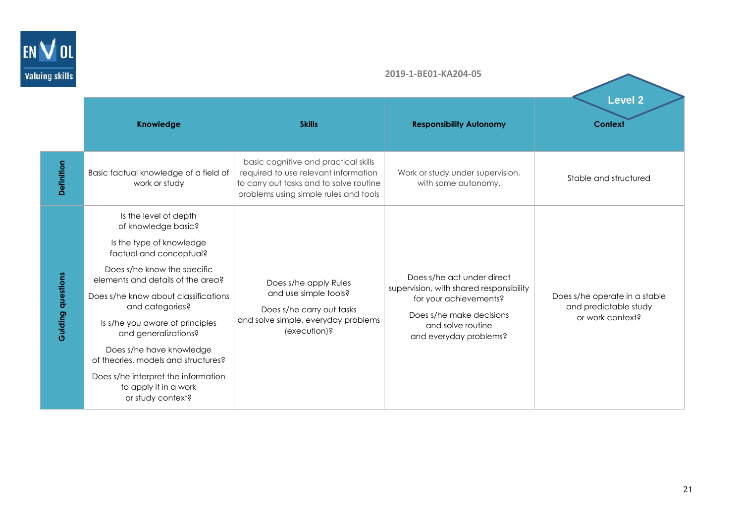## Level 2

| | Knowledge | Skills | Responsibility Autonomy | Context |
|---|---|---|---|---|
| **Definition** | Basic factual knowledge of a field of work or study | basic cognitive and practical skills required to use relevant information to carry out tasks and to solve routine problems using simple rules and tools | Work or study under supervision, with some autonomy. | Stable and structured |
| **Guiding questions** | Is the level of depth of knowledge basic?<br><br>Is the type of knowledge factual and conceptual?<br><br>Does s/he know the specific elements and details of the area?<br><br>Does s/he know about classifications and categories?<br><br>Is s/he you aware of principles and generalizations?<br><br>Does s/he have knowledge of theories, models and structures?<br><br>Does s/he interpret the information to apply it in a work or study context? | Does s/he apply Rules and use simple tools?<br><br>Does s/he carry out tasks and solve simple, everyday problems (execution)? | Does s/he act under direct supervision, with shared responsibility for your achievements?<br><br>Does s/he make decisions and solve routine and everyday problems? | Does s/he operate in a stable and predictable study or work context? |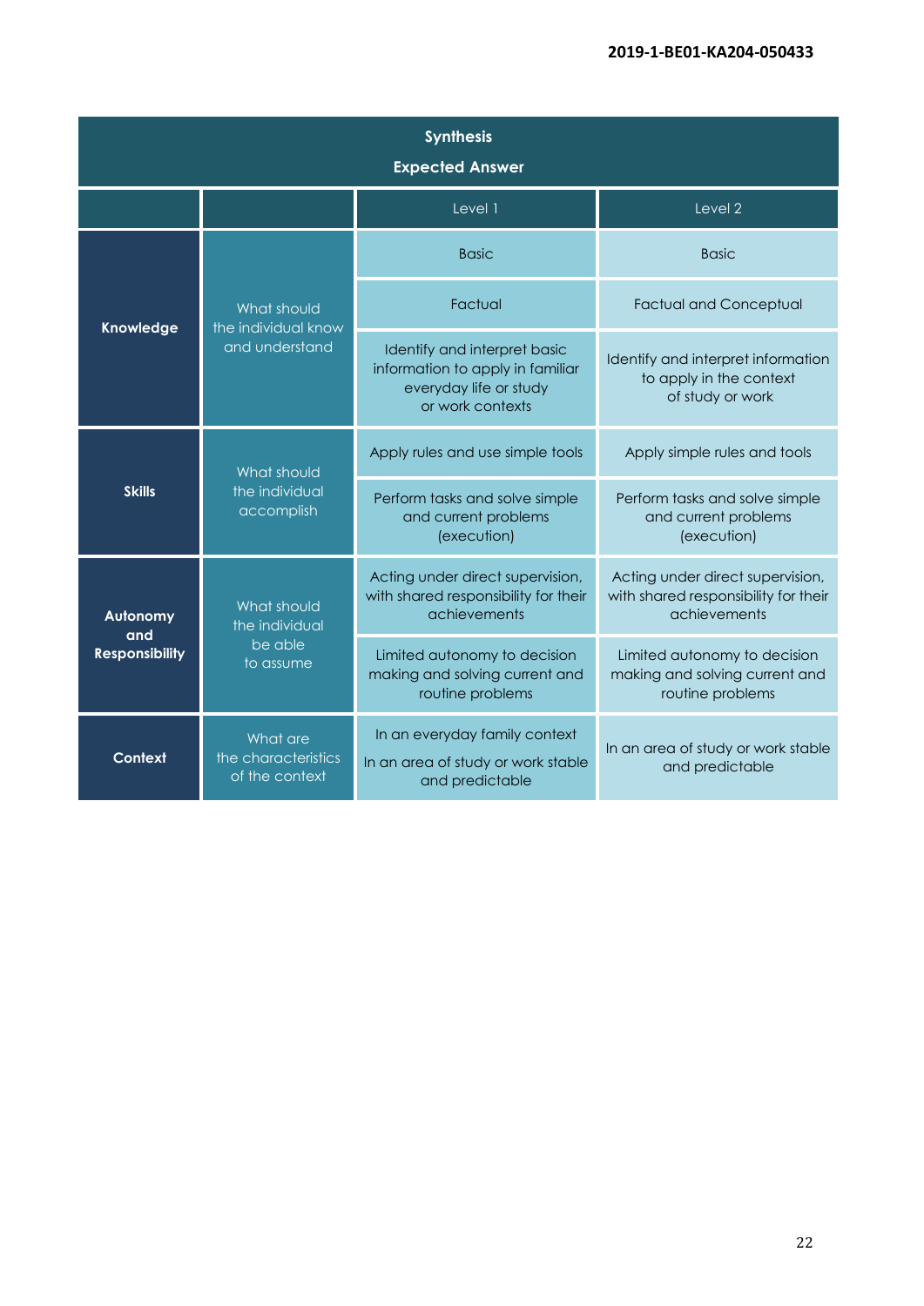| Synthesis<br>Expected Answer | | | |
|---|---|---|---|
| | | Level 1 | Level 2 |
| **Knowledge** | What should the individual know and understand | Basic | Basic |
| | | Factual | Factual and Conceptual |
| | | Identify and interpret basic information to apply in familiar everyday life or study or work contexts | Identify and interpret information to apply in the context of study or work |
| **Skills** | What should the individual accomplish | Apply rules and use simple tools | Apply simple rules and tools |
| | | Perform tasks and solve simple and current problems (execution) | Perform tasks and solve simple and current problems (execution) |
| **Autonomy and Responsibility** | What should the individual be able to assume | Acting under direct supervision, with shared responsibility for their achievements | Acting under direct supervision, with shared responsibility for their achievements |
| | | Limited autonomy to decision making and solving current and routine problems | Limited autonomy to decision making and solving current and routine problems |
| **Context** | What are the characteristics of the context | In an everyday family context<br>In an area of study or work stable and predictable | In an area of study or work stable and predictable |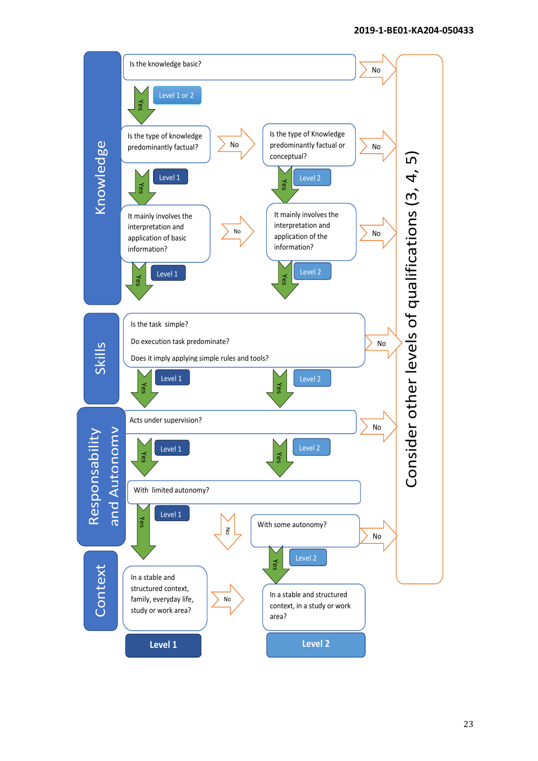**Knowledge**

- Is the knowledge basic?
  - No → Consider other levels of qualifications (3, 4, 5)
  - Yes → Level 1 or 2
- Is the type of knowledge predominantly factual?
  - Yes → Level 1
  - No → Is the type of Knowledge predominantly factual or conceptual?
    - Yes → Level 2
    - No → Consider other levels of qualifications (3, 4, 5)
- It mainly involves the interpretation and application of basic information?
  - Yes → Level 1
  - No → It mainly involves the interpretation and application of the information?
    - Yes → Level 2
    - No → Consider other levels of qualifications (3, 4, 5)

**Skills**

- Is the task simple?
- Do execution task predominate?
- Does it imply applying simple rules and tools?
  - Yes → Level 1
  - Yes → Level 2
  - No → Consider other levels of qualifications (3, 4, 5)

**Responsability and Autonomy**

- Acts under supervision?
  - Yes → Level 1
  - Yes → Level 2
  - No → Consider other levels of qualifications (3, 4, 5)
- With limited autonomy?
  - Yes → Level 1
  - No → With some autonomy?
    - Yes → Level 2
    - No → Consider other levels of qualifications (3, 4, 5)

**Context**

- In a stable and structured context, family, everyday life, study or work area?
  - Yes → **Level 1**
  - No → In a stable and structured context, in a study or work area?
    - Yes → **Level 2**

Consider other levels of qualifications (3, 4, 5)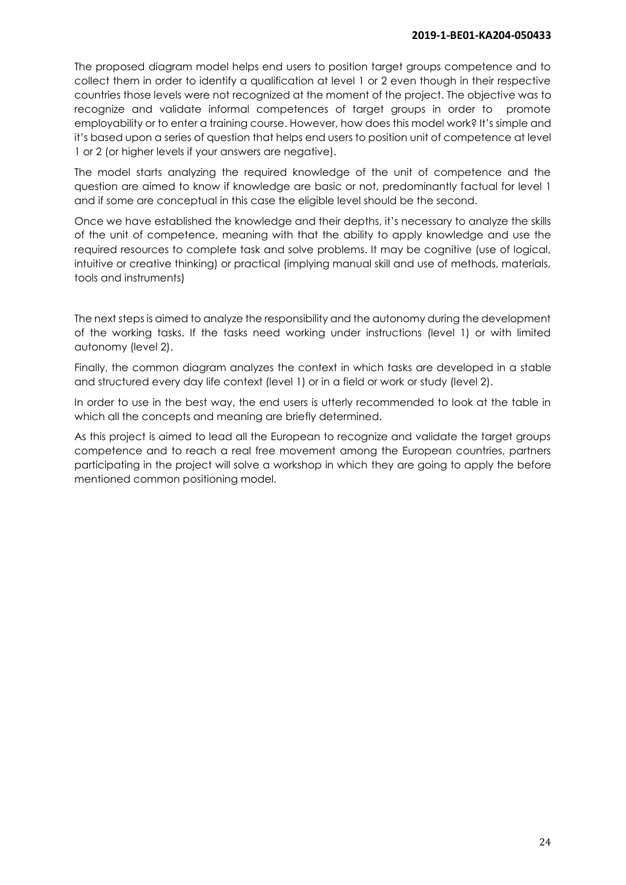The proposed diagram model helps end users to position target groups competence and to collect them in order to identify a qualification at level 1 or 2 even though in their respective countries those levels were not recognized at the moment of the project. The objective was to recognize and validate informal competences of target groups in order to promote employability or to enter a training course. However, how does this model work? It's simple and it's based upon a series of question that helps end users to position unit of competence at level 1 or 2 (or higher levels if your answers are negative).

The model starts analyzing the required knowledge of the unit of competence and the question are aimed to know if knowledge are basic or not, predominantly factual for level 1 and if some are conceptual in this case the eligible level should be the second.

Once we have established the knowledge and their depths, it's necessary to analyze the skills of the unit of competence, meaning with that the ability to apply knowledge and use the required resources to complete task and solve problems. It may be cognitive (use of logical, intuitive or creative thinking) or practical (implying manual skill and use of methods, materials, tools and instruments)

The next steps is aimed to analyze the responsibility and the autonomy during the development of the working tasks. If the tasks need working under instructions (level 1) or with limited autonomy (level 2).

Finally, the common diagram analyzes the context in which tasks are developed in a stable and structured every day life context (level 1) or in a field or work or study (level 2).

In order to use in the best way, the end users is utterly recommended to look at the table in which all the concepts and meaning are briefly determined.

As this project is aimed to lead all the European to recognize and validate the target groups competence and to reach a real free movement among the European countries, partners participating in the project will solve a workshop in which they are going to apply the before mentioned common positioning model.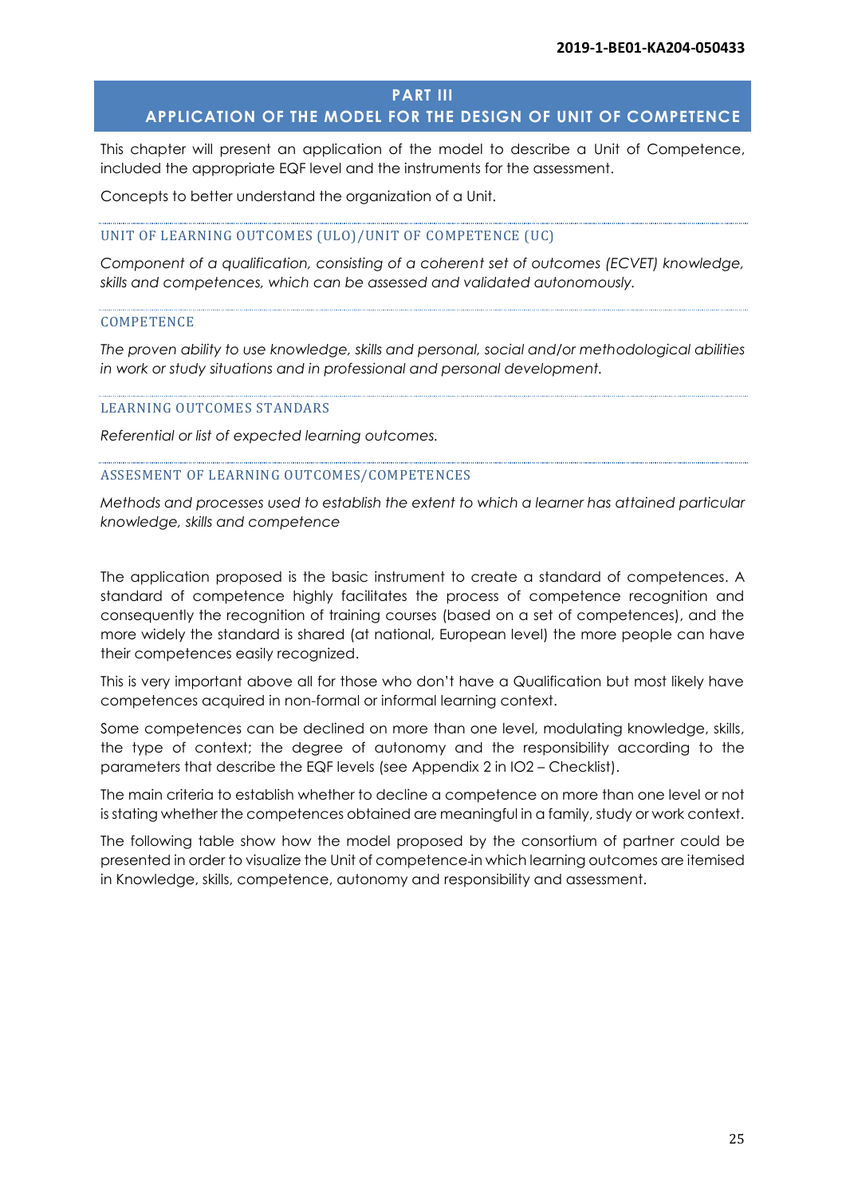# PART III
## APPLICATION OF THE MODEL FOR THE DESIGN OF UNIT OF COMPETENCE

This chapter will present an application of the model to describe a Unit of Competence, included the appropriate EQF level and the instruments for the assessment.

Concepts to better understand the organization of a Unit.

### UNIT OF LEARNING OUTCOMES (ULO)/UNIT OF COMPETENCE (UC)

*Component of a qualification, consisting of a coherent set of outcomes (ECVET) knowledge, skills and competences, which can be assessed and validated autonomously.*

### COMPETENCE

*The proven ability to use knowledge, skills and personal, social and/or methodological abilities in work or study situations and in professional and personal development.*

### LEARNING OUTCOMES STANDARS

*Referential or list of expected learning outcomes.*

### ASSESMENT OF LEARNING OUTCOMES/COMPETENCES

*Methods and processes used to establish the extent to which a learner has attained particular knowledge, skills and competence*

The application proposed is the basic instrument to create a standard of competences. A standard of competence highly facilitates the process of competence recognition and consequently the recognition of training courses (based on a set of competences), and the more widely the standard is shared (at national, European level) the more people can have their competences easily recognized.

This is very important above all for those who don't have a Qualification but most likely have competences acquired in non-formal or informal learning context.

Some competences can be declined on more than one level, modulating knowledge, skills, the type of context; the degree of autonomy and the responsibility according to the parameters that describe the EQF levels (see Appendix 2 in IO2 – Checklist).

The main criteria to establish whether to decline a competence on more than one level or not is stating whether the competences obtained are meaningful in a family, study or work context.

The following table show how the model proposed by the consortium of partner could be presented in order to visualize the Unit of competence in which learning outcomes are itemised in Knowledge, skills, competence, autonomy and responsibility and assessment.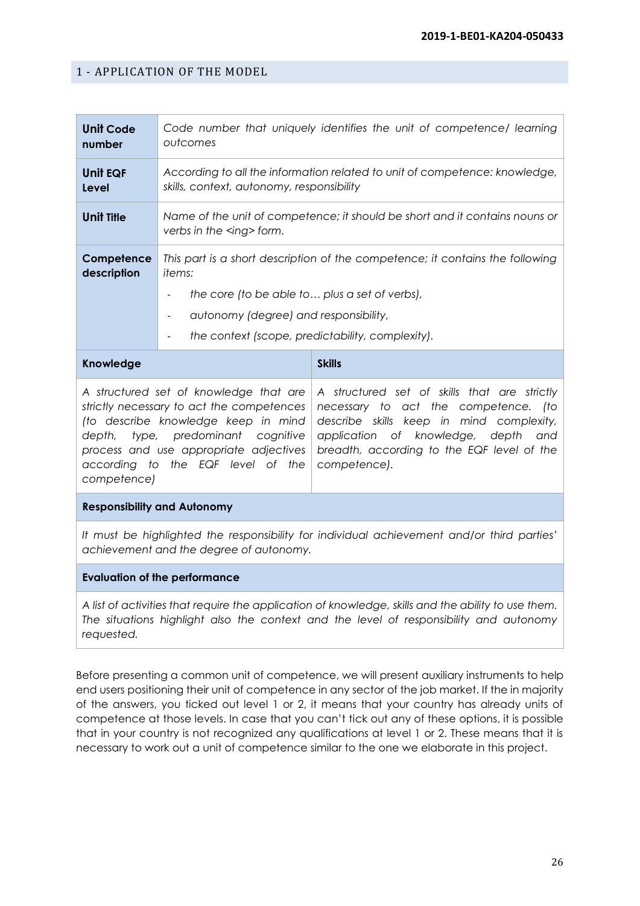## 1 - APPLICATION OF THE MODEL

| **Unit Code number** | *Code number that uniquely identifies the unit of competence/ learning outcomes* |
|---|---|
| **Unit EQF Level** | *According to all the information related to unit of competence: knowledge, skills, context, autonomy, responsibility* |
| **Unit Title** | *Name of the unit of competence; it should be short and it contains nouns or verbs in the <ing> form.* |
| **Competence description** | *This part is a short description of the competence; it contains the following items:*<br>- *the core (to be able to… plus a set of verbs),*<br>- *autonomy (degree) and responsibility,*<br>- *the context (scope, predictability, complexity).* |

| **Knowledge** | **Skills** |
|---|---|
| *A structured set of knowledge that are strictly necessary to act the competences (to describe knowledge keep in mind depth, type, predominant cognitive process and use appropriate adjectives according to the EQF level of the competence)* | *A structured set of skills that are strictly necessary to act the competence. (to describe skills keep in mind complexity, application of knowledge, depth and breadth, according to the EQF level of the competence).* |

| **Responsibility and Autonomy** |
|---|
| *It must be highlighted the responsibility for individual achievement and/or third parties' achievement and the degree of autonomy.* |

| **Evaluation of the performance** |
|---|
| *A list of activities that require the application of knowledge, skills and the ability to use them. The situations highlight also the context and the level of responsibility and autonomy requested.* |

Before presenting a common unit of competence, we will present auxiliary instruments to help end users positioning their unit of competence in any sector of the job market. If the in majority of the answers, you ticked out level 1 or 2, it means that your country has already units of competence at those levels. In case that you can't tick out any of these options, it is possible that in your country is not recognized any qualifications at level 1 or 2. These means that it is necessary to work out a unit of competence similar to the one we elaborate in this project.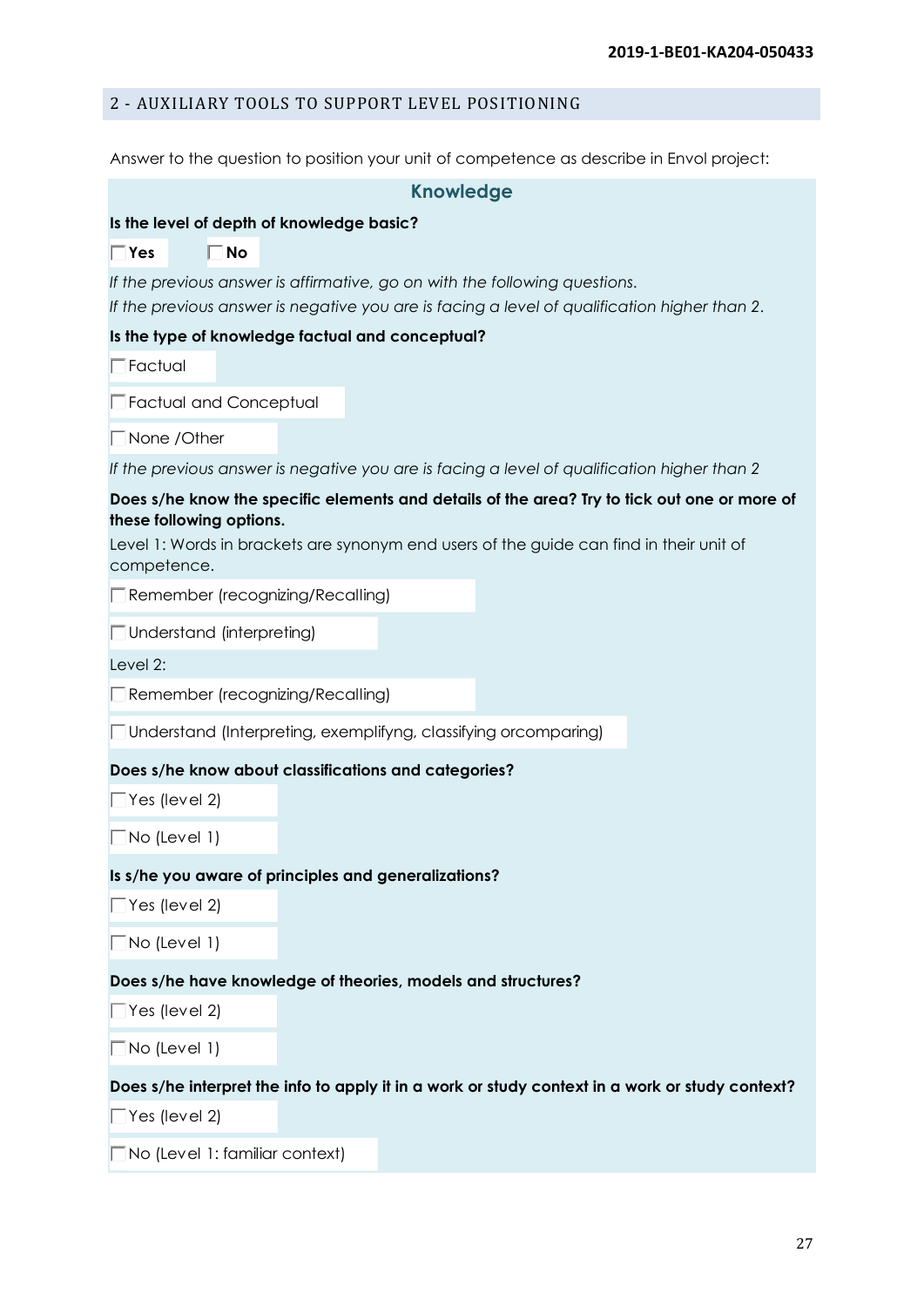## 2 - AUXILIARY TOOLS TO SUPPORT LEVEL POSITIONING

Answer to the question to position your unit of competence as describe in Envol project:

### Knowledge

**Is the level of depth of knowledge basic?**

- [ ] **Yes**
- [ ] **No**

*If the previous answer is affirmative, go on with the following questions.*
*If the previous answer is negative you are is facing a level of qualification higher than 2.*

**Is the type of knowledge factual and conceptual?**

- [ ] Factual
- [ ] Factual and Conceptual
- [ ] None /Other

*If the previous answer is negative you are is facing a level of qualification higher than 2*

**Does s/he know the specific elements and details of the area? Try to tick out one or more of these following options.**

Level 1: Words in brackets are synonym end users of the guide can find in their unit of competence.

- [ ] Remember (recognizing/Recalling)
- [ ] Understand (interpreting)

Level 2:

- [ ] Remember (recognizing/Recalling)
- [ ] Understand (Interpreting, exemplifyng, classifying orcomparing)

**Does s/he know about classifications and categories?**

- [ ] Yes (level 2)
- [ ] No (Level 1)

**Is s/he you aware of principles and generalizations?**

- [ ] Yes (level 2)
- [ ] No (Level 1)

**Does s/he have knowledge of theories, models and structures?**

- [ ] Yes (level 2)
- [ ] No (Level 1)

**Does s/he interpret the info to apply it in a work or study context in a work or study context?**

- [ ] Yes (level 2)
- [ ] No (Level 1: familiar context)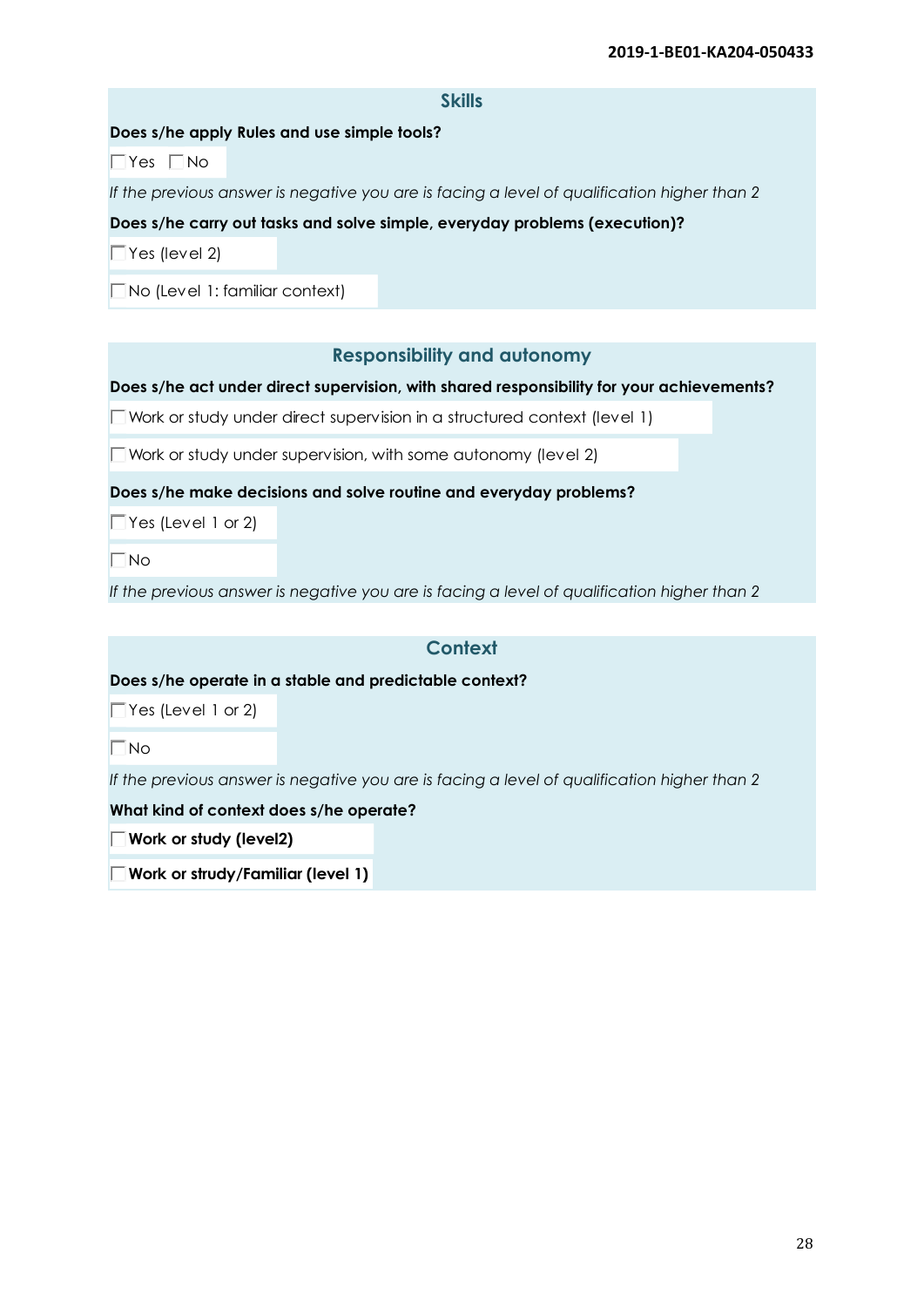## Skills

**Does s/he apply Rules and use simple tools?**

☐ Yes ☐ No

*If the previous answer is negative you are is facing a level of qualification higher than 2*

**Does s/he carry out tasks and solve simple, everyday problems (execution)?**

☐ Yes (level 2)

☐ No (Level 1: familiar context)

## Responsibility and autonomy

**Does s/he act under direct supervision, with shared responsibility for your achievements?**

☐ Work or study under direct supervision in a structured context (level 1)

☐ Work or study under supervision, with some autonomy (level 2)

**Does s/he make decisions and solve routine and everyday problems?**

☐ Yes (Level 1 or 2)

☐ No

*If the previous answer is negative you are is facing a level of qualification higher than 2*

## Context

**Does s/he operate in a stable and predictable context?**

☐ Yes (Level 1 or 2)

☐ No

*If the previous answer is negative you are is facing a level of qualification higher than 2*

**What kind of context does s/he operate?**

☐ **Work or study (level2)**

☐ **Work or strudy/Familiar (level 1)**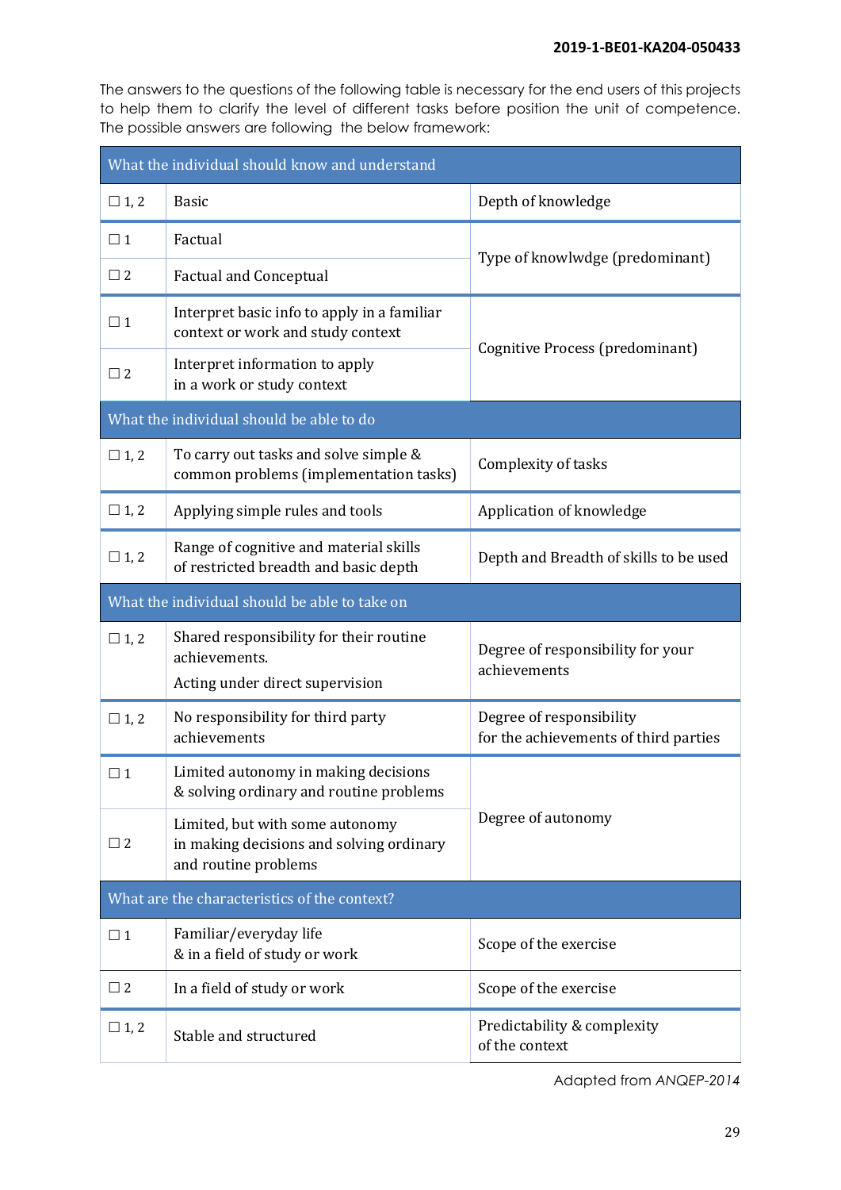The answers to the questions of the following table is necessary for the end users of this projects to help them to clarify the level of different tasks before position the unit of competence. The possible answers are following the below framework:

| What the individual should know and understand | | |
|---|---|---|
| ☐ 1, 2 | Basic | Depth of knowledge |
| ☐ 1 | Factual | Type of knowlwdge (predominant) |
| ☐ 2 | Factual and Conceptual | |
| ☐ 1 | Interpret basic info to apply in a familiar context or work and study context | Cognitive Process (predominant) |
| ☐ 2 | Interpret information to apply in a work or study context | |
| **What the individual should be able to do** | | |
| ☐ 1, 2 | To carry out tasks and solve simple & common problems (implementation tasks) | Complexity of tasks |
| ☐ 1, 2 | Applying simple rules and tools | Application of knowledge |
| ☐ 1, 2 | Range of cognitive and material skills of restricted breadth and basic depth | Depth and Breadth of skills to be used |
| **What the individual should be able to take on** | | |
| ☐ 1, 2 | Shared responsibility for their routine achievements. Acting under direct supervision | Degree of responsibility for your achievements |
| ☐ 1, 2 | No responsibility for third party achievements | Degree of responsibility for the achievements of third parties |
| ☐ 1 | Limited autonomy in making decisions & solving ordinary and routine problems | Degree of autonomy |
| ☐ 2 | Limited, but with some autonomy in making decisions and solving ordinary and routine problems | |
| **What are the characteristics of the context?** | | |
| ☐ 1 | Familiar/everyday life & in a field of study or work | Scope of the exercise |
| ☐ 2 | In a field of study or work | Scope of the exercise |
| ☐ 1, 2 | Stable and structured | Predictability & complexity of the context |

Adapted from *ANQEP-2014*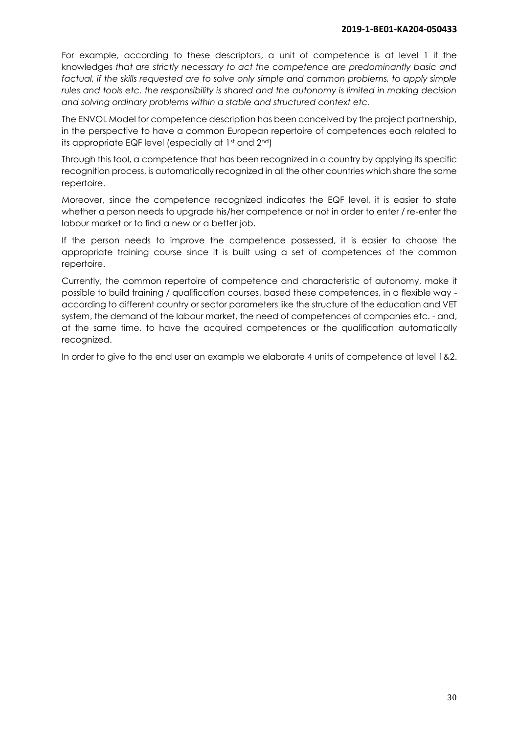For example, according to these descriptors, a unit of competence is at level 1 if the knowledges *that are strictly necessary to act the competence are predominantly basic and factual, if the skills requested are to solve only simple and common problems, to apply simple rules and tools etc. the responsibility is shared and the autonomy is limited in making decision and solving ordinary problems within a stable and structured context etc.*

The ENVOL Model for competence description has been conceived by the project partnership, in the perspective to have a common European repertoire of competences each related to its appropriate EQF level (especially at 1st and 2nd)

Through this tool, a competence that has been recognized in a country by applying its specific recognition process, is automatically recognized in all the other countries which share the same repertoire.

Moreover, since the competence recognized indicates the EQF level, it is easier to state whether a person needs to upgrade his/her competence or not in order to enter / re-enter the labour market or to find a new or a better job.

If the person needs to improve the competence possessed, it is easier to choose the appropriate training course since it is built using a set of competences of the common repertoire.

Currently, the common repertoire of competence and characteristic of autonomy, make it possible to build training / qualification courses, based these competences, in a flexible way - according to different country or sector parameters like the structure of the education and VET system, the demand of the labour market, the need of competences of companies etc. - and, at the same time, to have the acquired competences or the qualification automatically recognized.

In order to give to the end user an example we elaborate 4 units of competence at level 1&2.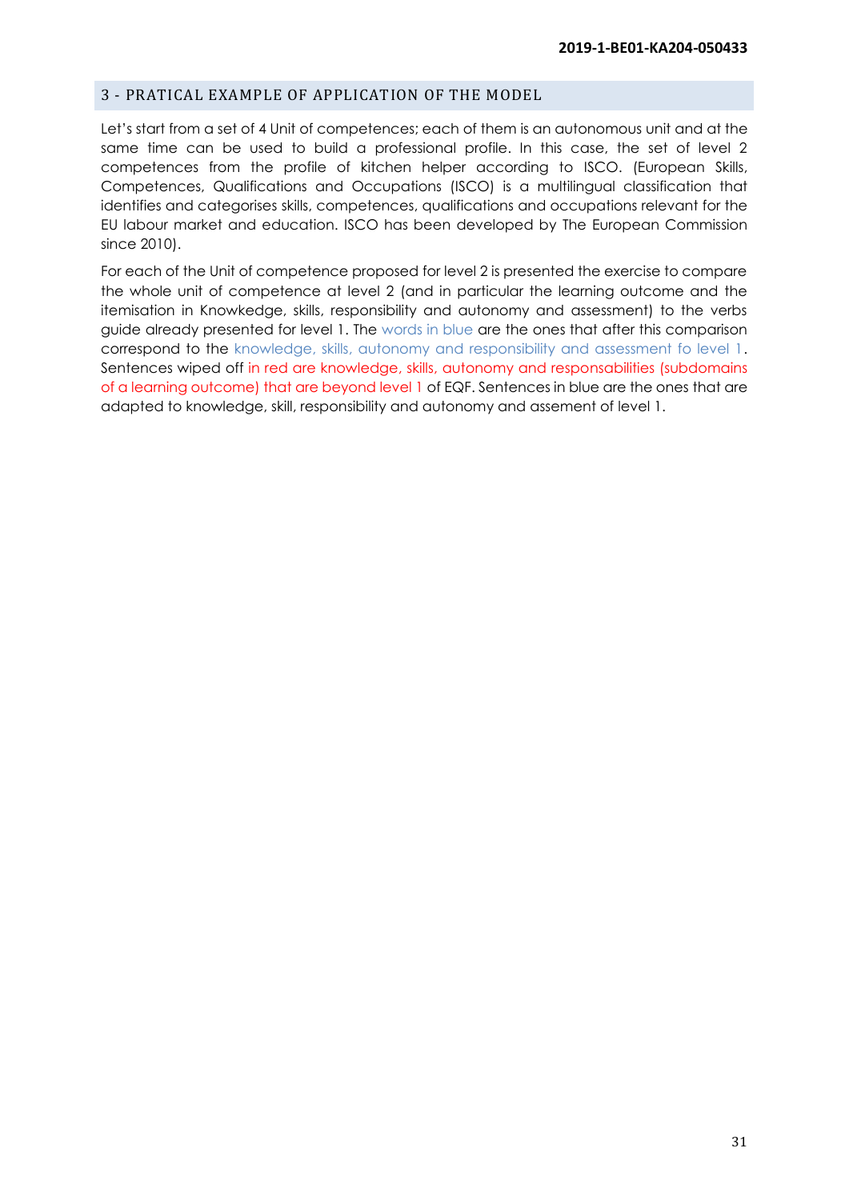## 3 - PRATICAL EXAMPLE OF APPLICATION OF THE MODEL

Let's start from a set of 4 Unit of competences; each of them is an autonomous unit and at the same time can be used to build a professional profile. In this case, the set of level 2 competences from the profile of kitchen helper according to ISCO. (European Skills, Competences, Qualifications and Occupations (ISCO) is a multilingual classification that identifies and categorises skills, competences, qualifications and occupations relevant for the EU labour market and education. ISCO has been developed by The European Commission since 2010).

For each of the Unit of competence proposed for level 2 is presented the exercise to compare the whole unit of competence at level 2 (and in particular the learning outcome and the itemisation in Knowkedge, skills, responsibility and autonomy and assessment) to the verbs guide already presented for level 1. The words in blue are the ones that after this comparison correspond to the knowledge, skills, autonomy and responsibility and assessment fo level 1. Sentences wiped off in red are knowledge, skills, autonomy and responsabilities (subdomains of a learning outcome) that are beyond level 1 of EQF. Sentences in blue are the ones that are adapted to knowledge, skill, responsibility and autonomy and assement of level 1.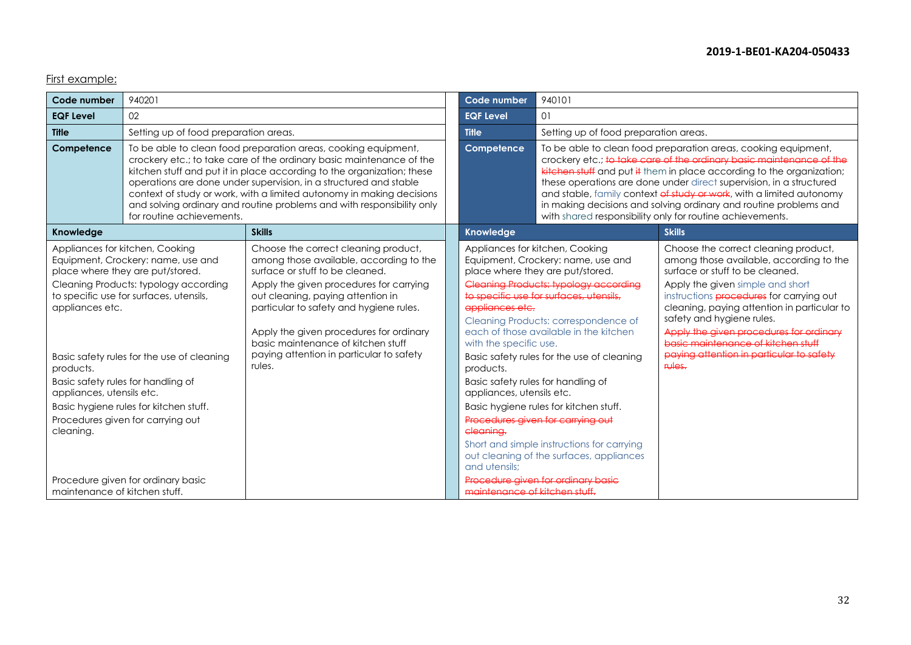First example:

| Code number | 940201 | |
|---|---|---|
| EQF Level | 02 | |
| Title | Setting up of food preparation areas. | |
| Competence | To be able to clean food preparation areas, cooking equipment, crockery etc.; to take care of the ordinary basic maintenance of the kitchen stuff and put it in place according to the organization; these operations are done under supervision, in a structured and stable context of study or work, with a limited autonomy in making decisions and solving ordinary and routine problems and with responsibility only for routine achievements. | |
| **Knowledge** | | **Skills** |
| Appliances for kitchen, Cooking Equipment, Crockery: name, use and place where they are put/stored.<br>Cleaning Products: typology according to specific use for surfaces, utensils, appliances etc.<br>Basic safety rules for the use of cleaning products.<br>Basic safety rules for handling of appliances, utensils etc.<br>Basic hygiene rules for kitchen stuff.<br>Procedures given for carrying out cleaning.<br>Procedure given for ordinary basic maintenance of kitchen stuff. | | Choose the correct cleaning product, among those available, according to the surface or stuff to be cleaned.<br>Apply the given procedures for carrying out cleaning, paying attention in particular to safety and hygiene rules.<br>Apply the given procedures for ordinary basic maintenance of kitchen stuff paying attention in particular to safety rules. |

| Code number | 940101 | |
|---|---|---|
| EQF Level | 01 | |
| Title | Setting up of food preparation areas. | |
| Competence | To be able to clean food preparation areas, cooking equipment, crockery etc.; ~~to take care of the ordinary basic maintenance of the kitchen stuff~~ and put ~~it~~ them in place according to the organization; these operations are done under direct supervision, in a structured and stable, family context ~~of study or work~~, with a limited autonomy in making decisions and solving ordinary and routine problems and with shared responsibility only for routine achievements. | |
| **Knowledge** | | **Skills** |
| Appliances for kitchen, Cooking Equipment, Crockery: name, use and place where they are put/stored.<br>~~Cleaning Products: typology according to specific use for surfaces, utensils, appliances etc.~~<br>Cleaning Products: correspondence of each of those available in the kitchen with the specific use.<br>Basic safety rules for the use of cleaning products.<br>Basic safety rules for handling of appliances, utensils etc.<br>Basic hygiene rules for kitchen stuff.<br>~~Procedures given for carrying out cleaning.~~<br>Short and simple instructions for carrying out cleaning of the surfaces, appliances and utensils;<br>~~Procedure given for ordinary basic maintenance of kitchen stuff.~~ | | Choose the correct cleaning product, among those available, according to the surface or stuff to be cleaned.<br>Apply the given simple and short instructions ~~procedures~~ for carrying out cleaning, paying attention in particular to safety and hygiene rules.<br>~~Apply the given procedures for ordinary basic maintenance of kitchen stuff paying attention in particular to safety rules.~~ |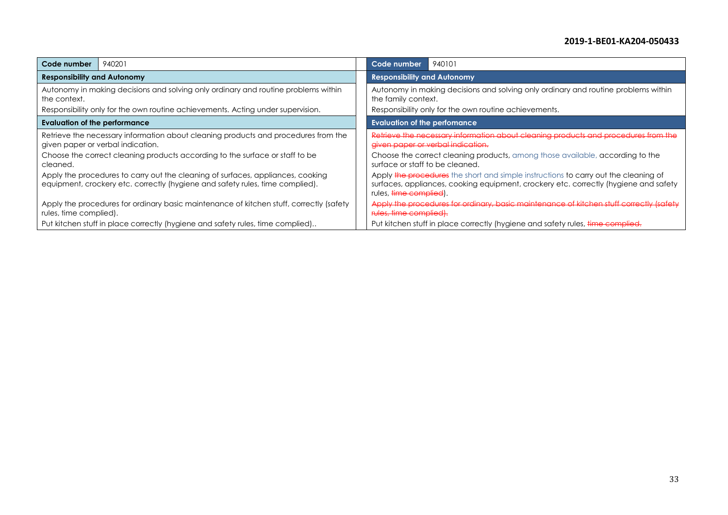| Code number | 940201 |
|---|---|
| **Responsibility and Autonomy** | |
| Autonomy in making decisions and solving only ordinary and routine problems within the context.<br>Responsibility only for the own routine achievements. Acting under supervision. | |
| **Evaluation of the performance** | |
| Retrieve the necessary information about cleaning products and procedures from the given paper or verbal indication.<br>Choose the correct cleaning products according to the surface or staff to be cleaned.<br>Apply the procedures to carry out the cleaning of surfaces, appliances, cooking equipment, crockery etc. correctly (hygiene and safety rules, time complied).<br>Apply the procedures for ordinary basic maintenance of kitchen stuff, correctly (safety rules, time complied).<br>Put kitchen stuff in place correctly (hygiene and safety rules, time complied).. | |

| Code number | 940101 |
|---|---|
| **Responsibility and Autonomy** | |
| Autonomy in making decisions and solving only ordinary and routine problems within the family context.<br>Responsibility only for the own routine achievements. | |
| **Evaluation of the perfomance** | |
| ~~Retrieve the necessary information about cleaning products and procedures from the given paper or verbal indication.~~<br>Choose the correct cleaning products, among those available, according to the surface or staff to be cleaned.<br>Apply ~~the procedures~~ the short and simple instructions to carry out the cleaning of surfaces, appliances, cooking equipment, crockery etc. correctly (hygiene and safety rules, ~~time complied~~).<br>~~Apply the procedures for ordinary, basic maintenance of kitchen stuff correctly (safety rules, time complied).~~<br>Put kitchen stuff in place correctly (hygiene and safety rules, ~~time complied.~~ | |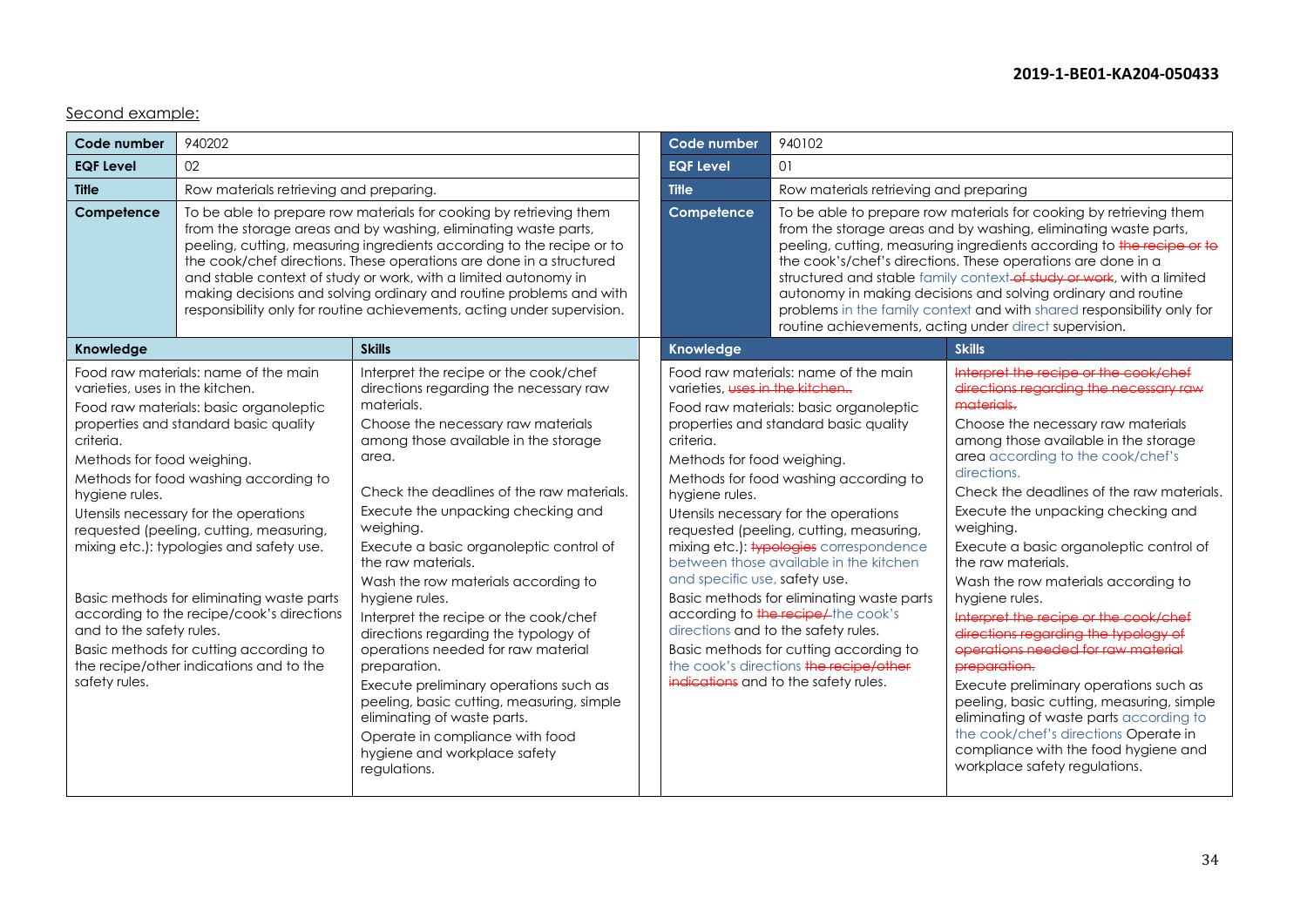Second example:

| Code number | 940202 | |
|---|---|---|
| **EQF Level** | 02 | |
| **Title** | Row materials retrieving and preparing. | |
| **Competence** | To be able to prepare row materials for cooking by retrieving them from the storage areas and by washing, eliminating waste parts, peeling, cutting, measuring ingredients according to the recipe or to the cook/chef directions. These operations are done in a structured and stable context of study or work, with a limited autonomy in making decisions and solving ordinary and routine problems and with responsibility only for routine achievements, acting under supervision. | |
| **Knowledge** | | **Skills** |
| Food raw materials: name of the main varieties, uses in the kitchen.<br>Food raw materials: basic organoleptic properties and standard basic quality criteria.<br>Methods for food weighing.<br>Methods for food washing according to hygiene rules.<br>Utensils necessary for the operations requested (peeling, cutting, measuring, mixing etc.): typologies and safety use.<br>Basic methods for eliminating waste parts according to the recipe/cook's directions and to the safety rules.<br>Basic methods for cutting according to the recipe/other indications and to the safety rules. | | Interpret the recipe or the cook/chef directions regarding the necessary raw materials.<br>Choose the necessary raw materials among those available in the storage area.<br>Check the deadlines of the raw materials.<br>Execute the unpacking checking and weighing.<br>Execute a basic organoleptic control of the raw materials.<br>Wash the row materials according to hygiene rules.<br>Interpret the recipe or the cook/chef directions regarding the typology of operations needed for raw material preparation.<br>Execute preliminary operations such as peeling, basic cutting, measuring, simple eliminating of waste parts.<br>Operate in compliance with food hygiene and workplace safety regulations. |

| Code number | 940102 | |
|---|---|---|
| **EQF Level** | 01 | |
| **Title** | Row materials retrieving and preparing | |
| **Competence** | To be able to prepare row materials for cooking by retrieving them from the storage areas and by washing, eliminating waste parts, peeling, cutting, measuring ingredients according to ~~the recipe or to~~ the cook's/chef's directions. These operations are done in a structured and stable family context ~~of study or work~~, with a limited autonomy in making decisions and solving ordinary and routine problems in the family context and with shared responsibility only for routine achievements, acting under direct supervision. | |
| **Knowledge** | | **Skills** |
| Food raw materials: name of the main varieties, ~~uses in the kitchen.~~.<br>Food raw materials: basic organoleptic properties and standard basic quality criteria.<br>Methods for food weighing.<br>Methods for food washing according to hygiene rules.<br>Utensils necessary for the operations requested (peeling, cutting, measuring, mixing etc.): ~~typologies~~ correspondence between those available in the kitchen and specific use, safety use.<br>Basic methods for eliminating waste parts according to ~~the recipe/~~ the cook's directions and to the safety rules.<br>Basic methods for cutting according to the cook's directions ~~the recipe/other indications~~ and to the safety rules. | | ~~Interpret the recipe or the cook/chef directions regarding the necessary raw materials.~~<br>Choose the necessary raw materials among those available in the storage area according to the cook/chef's directions.<br>Check the deadlines of the raw materials.<br>Execute the unpacking checking and weighing.<br>Execute a basic organoleptic control of the raw materials.<br>Wash the row materials according to hygiene rules.<br>~~Interpret the recipe or the cook/chef directions regarding the typology of operations needed for raw material preparation.~~<br>Execute preliminary operations such as peeling, basic cutting, measuring, simple eliminating of waste parts according to the cook/chef's directions Operate in compliance with the food hygiene and workplace safety regulations. |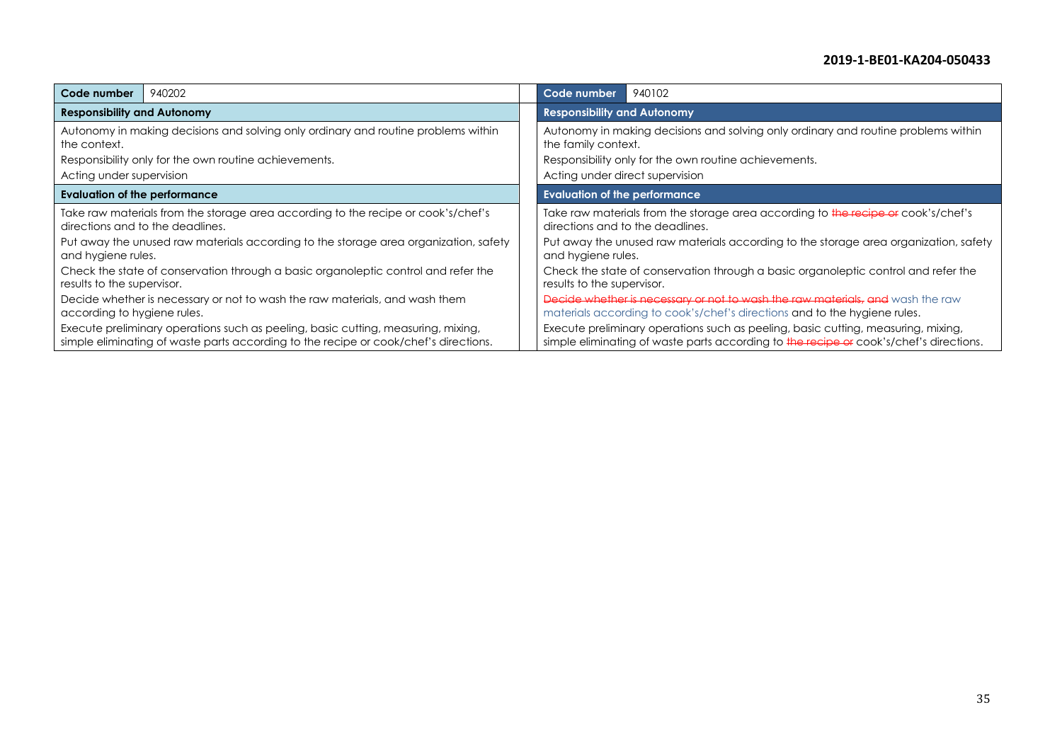| Code number | 940202 |
|---|---|
| **Responsibility and Autonomy** | |
| Autonomy in making decisions and solving only ordinary and routine problems within the context.<br>Responsibility only for the own routine achievements.<br>Acting under supervision | |
| **Evaluation of the performance** | |
| Take raw materials from the storage area according to the recipe or cook's/chef's directions and to the deadlines.<br>Put away the unused raw materials according to the storage area organization, safety and hygiene rules.<br>Check the state of conservation through a basic organoleptic control and refer the results to the supervisor.<br>Decide whether is necessary or not to wash the raw materials, and wash them according to hygiene rules.<br>Execute preliminary operations such as peeling, basic cutting, measuring, mixing, simple eliminating of waste parts according to the recipe or cook/chef's directions. | |

| Code number | 940102 |
|---|---|
| **Responsibility and Autonomy** | |
| Autonomy in making decisions and solving only ordinary and routine problems within the family context.<br>Responsibility only for the own routine achievements.<br>Acting under direct supervision | |
| **Evaluation of the performance** | |
| Take raw materials from the storage area according to ~~the recipe or~~ cook's/chef's directions and to the deadlines.<br>Put away the unused raw materials according to the storage area organization, safety and hygiene rules.<br>Check the state of conservation through a basic organoleptic control and refer the results to the supervisor.<br>~~Decide whether is necessary or not to wash the raw materials, and~~ wash the raw materials according to cook's/chef's directions and to the hygiene rules.<br>Execute preliminary operations such as peeling, basic cutting, measuring, mixing, simple eliminating of waste parts according to ~~the recipe or~~ cook's/chef's directions. | |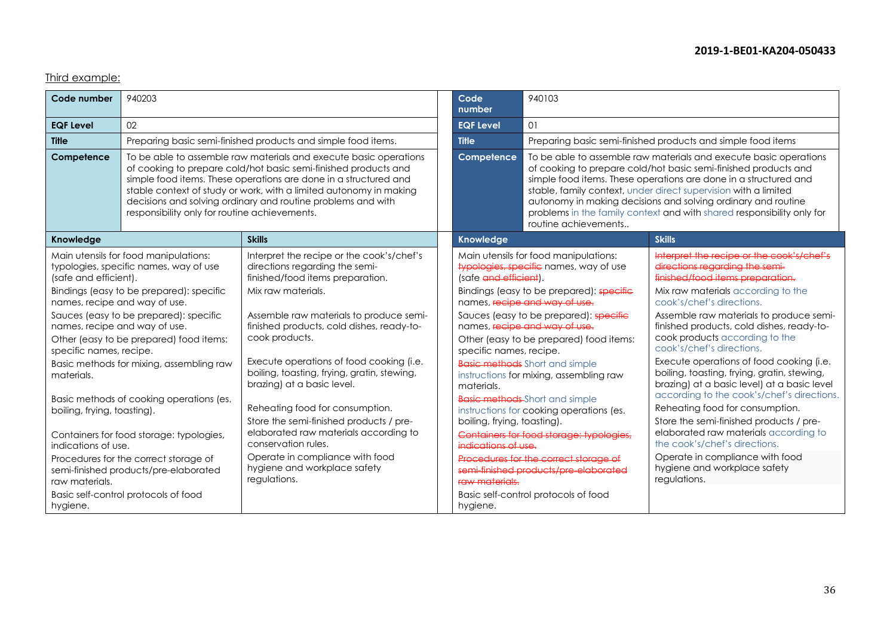Third example:

| Code number | 940203 | |
|---|---|---|
| EQF Level | 02 | |
| Title | Preparing basic semi-finished products and simple food items. | |
| Competence | To be able to assemble raw materials and execute basic operations of cooking to prepare cold/hot basic semi-finished products and simple food items. These operations are done in a structured and stable context of study or work, with a limited autonomy in making decisions and solving ordinary and routine problems and with responsibility only for routine achievements. | |
| **Knowledge** | | **Skills** |
| Main utensils for food manipulations: typologies, specific names, way of use (safe and efficient). | | Interpret the recipe or the cook's/chef's directions regarding the semi-finished/food items preparation. |
| Bindings (easy to be prepared): specific names, recipe and way of use. | | Mix raw materials. |
| Sauces (easy to be prepared): specific names, recipe and way of use. | | Assemble raw materials to produce semi-finished products, cold dishes, ready-to-cook products. |
| Other (easy to be prepared) food items: specific names, recipe. | | |
| Basic methods for mixing, assembling raw materials. | | Execute operations of food cooking (i.e. boiling, toasting, frying, gratin, stewing, brazing) at a basic level. |
| Basic methods of cooking operations (es. boiling, frying, toasting). | | Reheating food for consumption. |
| Containers for food storage: typologies, indications of use. | | Store the semi-finished products / pre-elaborated raw materials according to conservation rules. |
| Procedures for the correct storage of semi-finished products/pre-elaborated raw materials. | | Operate in compliance with food hygiene and workplace safety regulations. |
| Basic self-control protocols of food hygiene. | | |

| Code number | 940103 | |
|---|---|---|
| EQF Level | 01 | |
| Title | Preparing basic semi-finished products and simple food items | |
| Competence | To be able to assemble raw materials and execute basic operations of cooking to prepare cold/hot basic semi-finished products and simple food items. These operations are done in a structured and stable, family context, under direct supervision with a limited autonomy in making decisions and solving ordinary and routine problems in the family context and with shared responsibility only for routine achievements.. | |
| **Knowledge** | | **Skills** |
| Main utensils for food manipulations: ~~typologies, specific~~ names, way of use (safe ~~and efficient~~). | | ~~Interpret the recipe or the cook's/chef's directions regarding the semi-finished/food items preparation.~~ |
| Bindings (easy to be prepared): ~~specific~~ names, ~~recipe and way of use.~~ | | Mix raw materials according to the cook's/chef's directions. |
| Sauces (easy to be prepared): ~~specific~~ names, ~~recipe and way of use.~~ | | Assemble raw materials to produce semi-finished products, cold dishes, ready-to-cook products according to the cook's/chef's directions. |
| Other (easy to be prepared) food items: specific names, recipe. | | |
| ~~Basic methods~~ Short and simple instructions for mixing, assembling raw materials. | | Execute operations of food cooking (i.e. boiling, toasting, frying, gratin, stewing, brazing) at a basic level) at a basic level according to the cook's/chef's directions. |
| ~~Basic methods~~ Short and simple instructions for cooking operations (es. boiling, frying, toasting). | | Reheating food for consumption. |
| ~~Containers for food storage: typologies, indications of use.~~ | | Store the semi-finished products / pre-elaborated raw materials according to the cook's/chef's directions. |
| ~~Procedures for the correct storage of semi-finished products/pre-elaborated raw materials.~~ | | Operate in compliance with food hygiene and workplace safety regulations. |
| Basic self-control protocols of food hygiene. | | |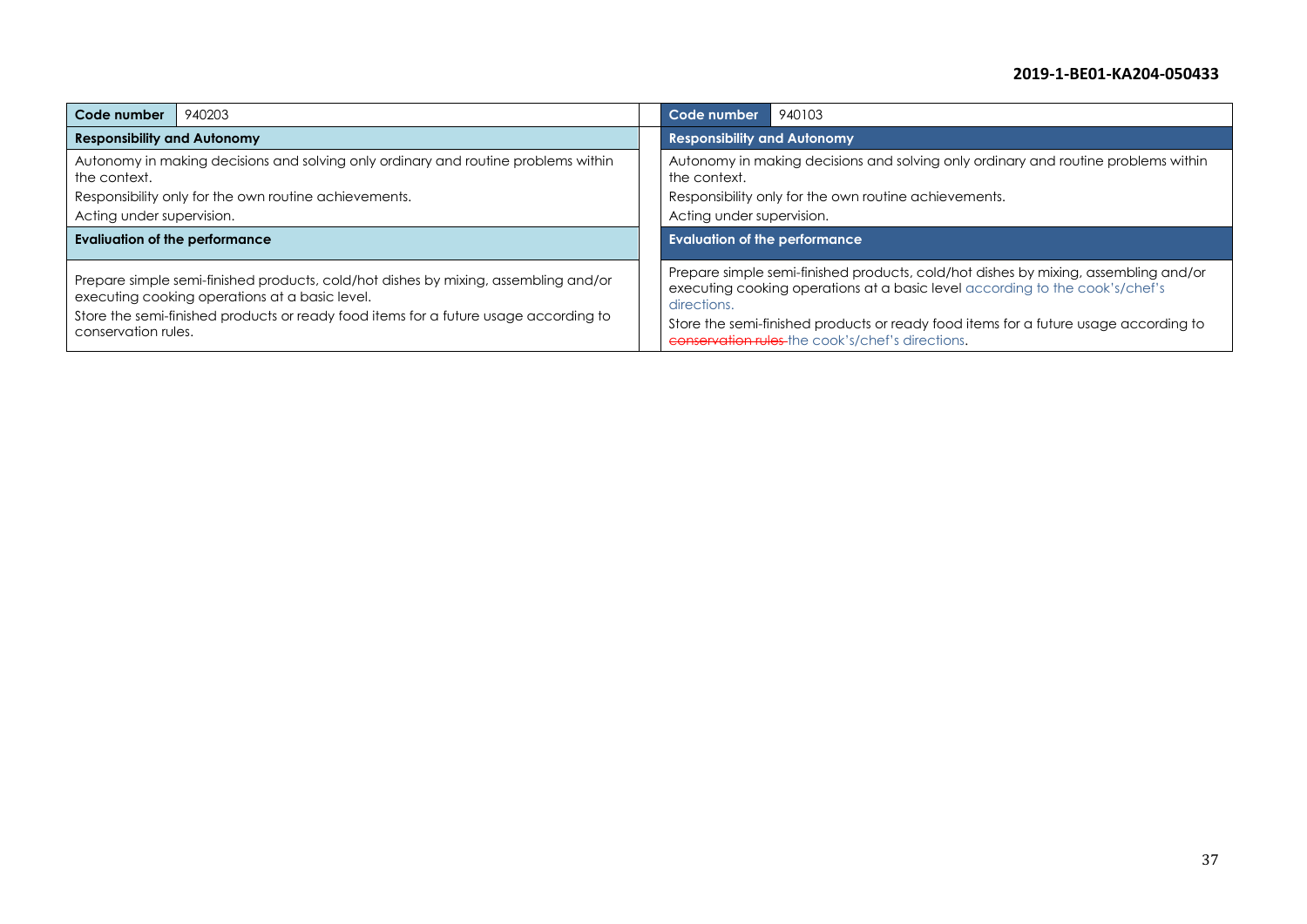| Code number | 940203 |
|---|---|
| **Responsibility and Autonomy** | |
| Autonomy in making decisions and solving only ordinary and routine problems within the context.<br>Responsibility only for the own routine achievements.<br>Acting under supervision. | |
| **Evaluation of the performance** | |
| Prepare simple semi-finished products, cold/hot dishes by mixing, assembling and/or executing cooking operations at a basic level.<br>Store the semi-finished products or ready food items for a future usage according to conservation rules. | |

| Code number | 940103 |
|---|---|
| **Responsibility and Autonomy** | |
| Autonomy in making decisions and solving only ordinary and routine problems within the context.<br>Responsibility only for the own routine achievements.<br>Acting under supervision. | |
| **Evaluation of the performance** | |
| Prepare simple semi-finished products, cold/hot dishes by mixing, assembling and/or executing cooking operations at a basic level according to the cook's/chef's directions.<br>Store the semi-finished products or ready food items for a future usage according to ~~conservation rules~~ the cook's/chef's directions. | |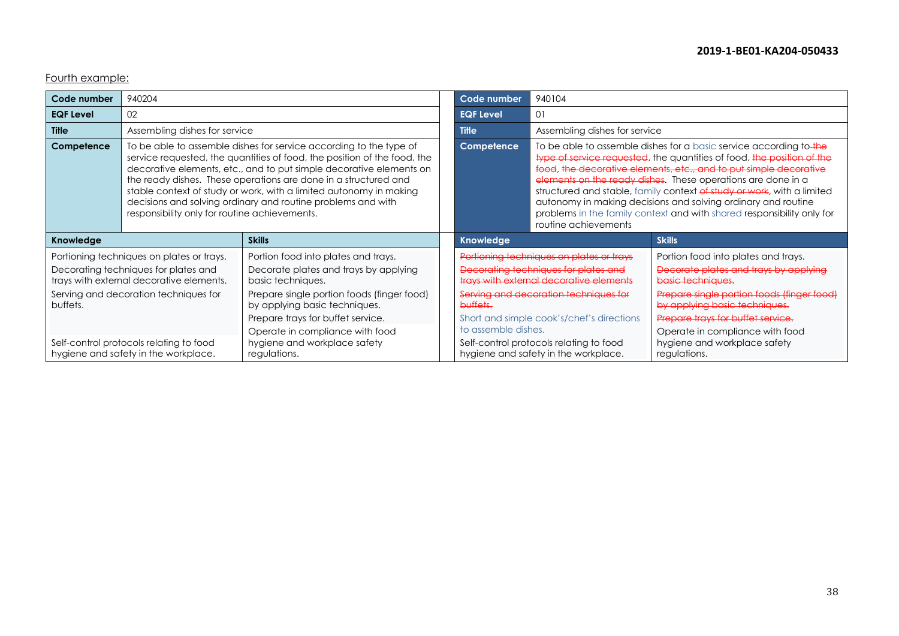Fourth example:

| Code number | 940204 | |
|---|---|---|
| **EQF Level** | 02 | |
| **Title** | Assembling dishes for service | |
| **Competence** | To be able to assemble dishes for service according to the type of service requested, the quantities of food, the position of the food, the decorative elements, etc., and to put simple decorative elements on the ready dishes. These operations are done in a structured and stable context of study or work, with a limited autonomy in making decisions and solving ordinary and routine problems and with responsibility only for routine achievements. | |
| **Knowledge** | | **Skills** |
| Portioning techniques on plates or trays. | | Portion food into plates and trays. |
| Decorating techniques for plates and trays with external decorative elements. | | Decorate plates and trays by applying basic techniques. |
| Serving and decoration techniques for buffets. | | Prepare single portion foods (finger food) by applying basic techniques. |
| | | Prepare trays for buffet service. |
| Self-control protocols relating to food hygiene and safety in the workplace. | | Operate in compliance with food hygiene and workplace safety regulations. |

| Code number | 940104 | |
|---|---|---|
| **EQF Level** | 01 | |
| **Title** | Assembling dishes for service | |
| **Competence** | To be able to assemble dishes for a basic service according to ~~the type of service requested~~, the quantities of food, ~~the position of the food~~, ~~the decorative elements, etc., and to put simple decorative elements on the ready dishes~~. These operations are done in a structured and stable, family context ~~of study or work~~, with a limited autonomy in making decisions and solving ordinary and routine problems in the family context and with shared responsibility only for routine achievements | |
| **Knowledge** | | **Skills** |
| ~~Portioning techniques on plates or trays~~ | | Portion food into plates and trays. |
| ~~Decorating techniques for plates and trays with external decorative elements~~ | | ~~Decorate plates and trays by applying basic techniques.~~ |
| ~~Serving and decoration techniques for buffets.~~ | | ~~Prepare single portion foods (finger food) by applying basic techniques.~~ |
| Short and simple cook's/chef's directions to assemble dishes. | | ~~Prepare trays for buffet service.~~ |
| Self-control protocols relating to food hygiene and safety in the workplace. | | Operate in compliance with food hygiene and workplace safety regulations. |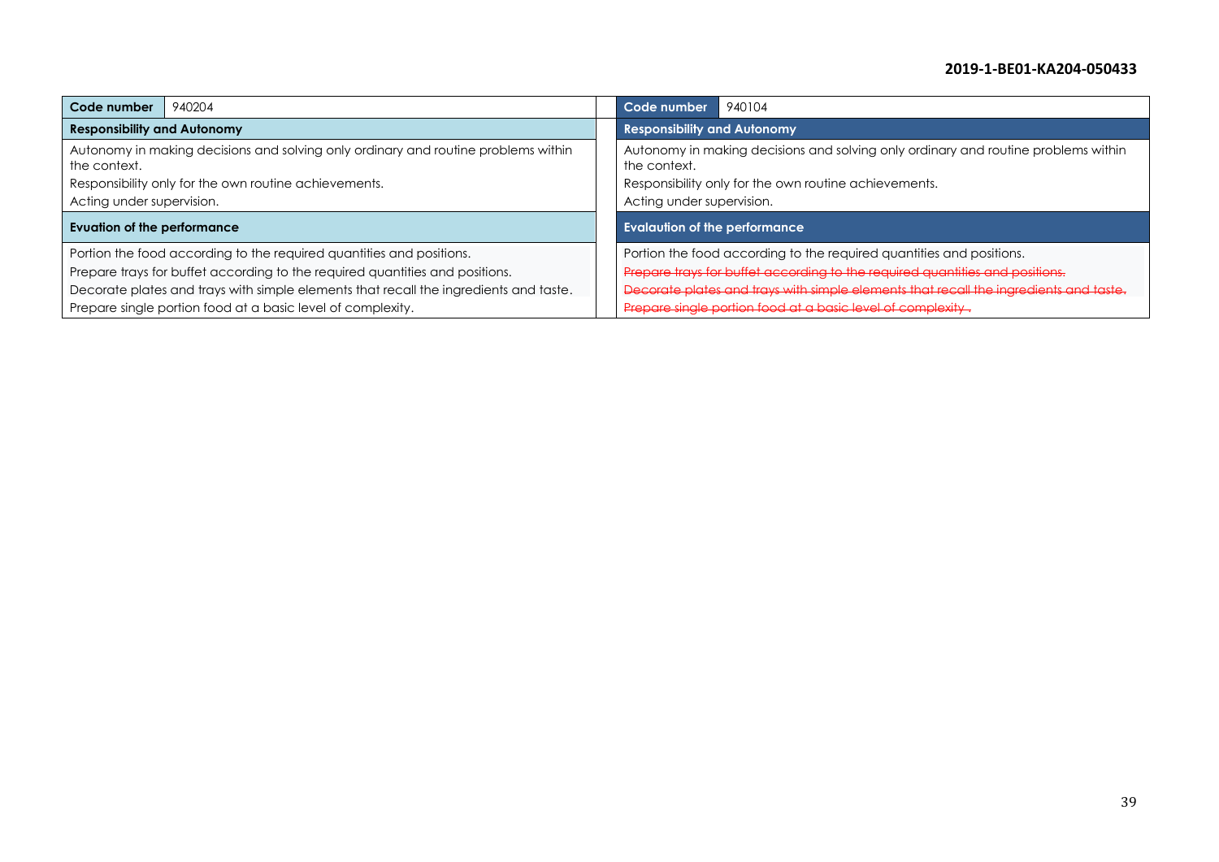| Code number | 940204 |
|---|---|
| **Responsibility and Autonomy** | |
| Autonomy in making decisions and solving only ordinary and routine problems within the context.<br>Responsibility only for the own routine achievements.<br>Acting under supervision. | |
| **Evuation of the performance** | |
| Portion the food according to the required quantities and positions.<br>Prepare trays for buffet according to the required quantities and positions.<br>Decorate plates and trays with simple elements that recall the ingredients and taste.<br>Prepare single portion food at a basic level of complexity. | |

| Code number | 940104 |
|---|---|
| **Responsibility and Autonomy** | |
| Autonomy in making decisions and solving only ordinary and routine problems within the context.<br>Responsibility only for the own routine achievements.<br>Acting under supervision. | |
| **Evalaution of the performance** | |
| Portion the food according to the required quantities and positions.<br>~~Prepare trays for buffet according to the required quantities and positions.~~<br>~~Decorate plates and trays with simple elements that recall the ingredients and taste.~~<br>~~Prepare single portion food at a basic level of complexity .~~ | |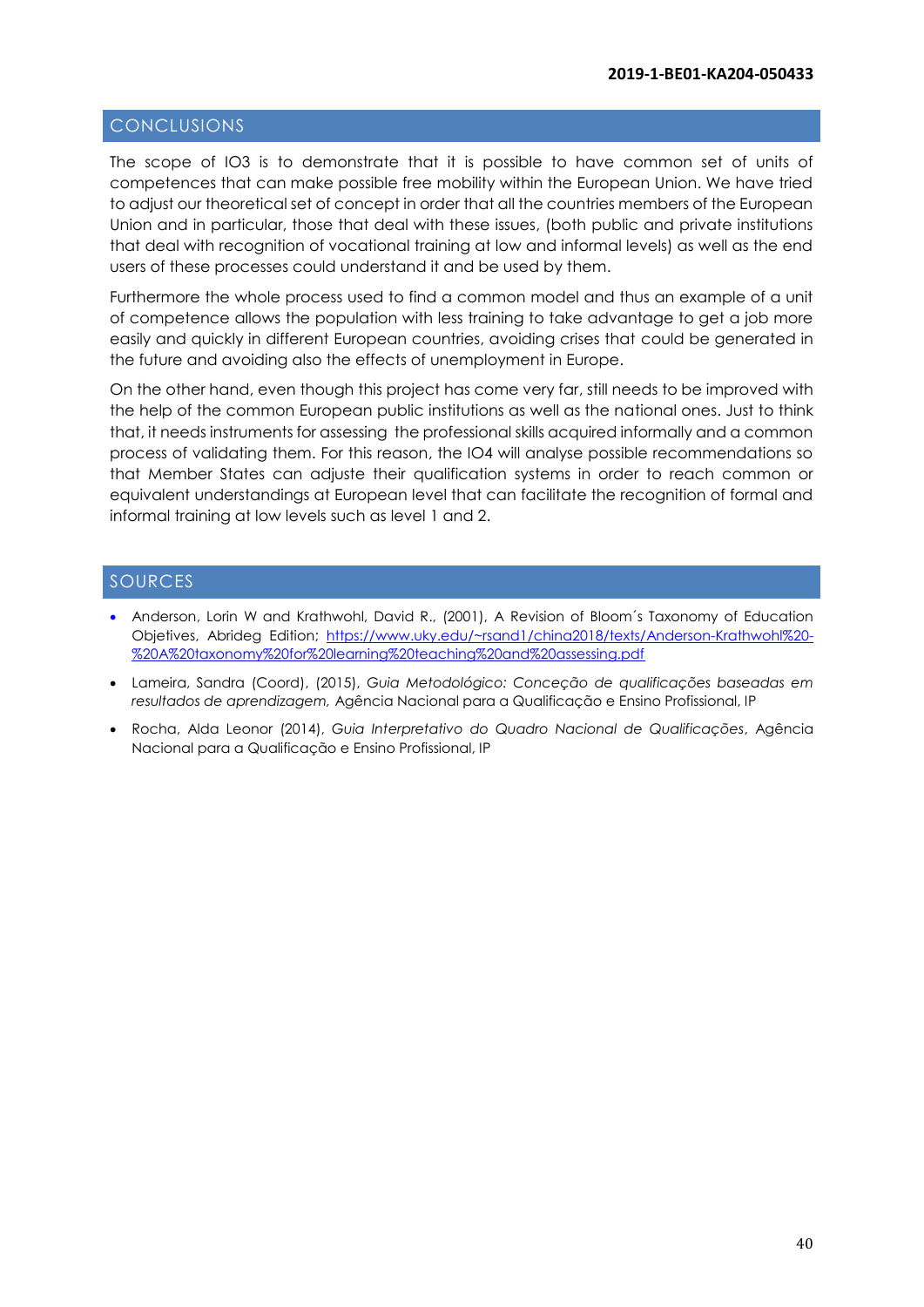## CONCLUSIONS

The scope of IO3 is to demonstrate that it is possible to have common set of units of competences that can make possible free mobility within the European Union. We have tried to adjust our theoretical set of concept in order that all the countries members of the European Union and in particular, those that deal with these issues, (both public and private institutions that deal with recognition of vocational training at low and informal levels) as well as the end users of these processes could understand it and be used by them.

Furthermore the whole process used to find a common model and thus an example of a unit of competence allows the population with less training to take advantage to get a job more easily and quickly in different European countries, avoiding crises that could be generated in the future and avoiding also the effects of unemployment in Europe.

On the other hand, even though this project has come very far, still needs to be improved with the help of the common European public institutions as well as the national ones. Just to think that, it needs instruments for assessing the professional skills acquired informally and a common process of validating them. For this reason, the IO4 will analyse possible recommendations so that Member States can adjuste their qualification systems in order to reach common or equivalent understandings at European level that can facilitate the recognition of formal and informal training at low levels such as level 1 and 2.

## SOURCES

- Anderson, Lorin W and Krathwohl, David R., (2001), A Revision of Bloom´s Taxonomy of Education Objetives, Abrideg Edition; https://www.uky.edu/~rsand1/china2018/texts/Anderson-Krathwohl%20-%20A%20taxonomy%20for%20learning%20teaching%20and%20assessing.pdf
- Lameira, Sandra (Coord), (2015), *Guia Metodológico: Conceção de qualificações baseadas em resultados de aprendizagem*, Agência Nacional para a Qualificação e Ensino Profissional, IP
- Rocha, Alda Leonor (2014), *Guia Interpretativo do Quadro Nacional de Qualificações*, Agência Nacional para a Qualificação e Ensino Profissional, IP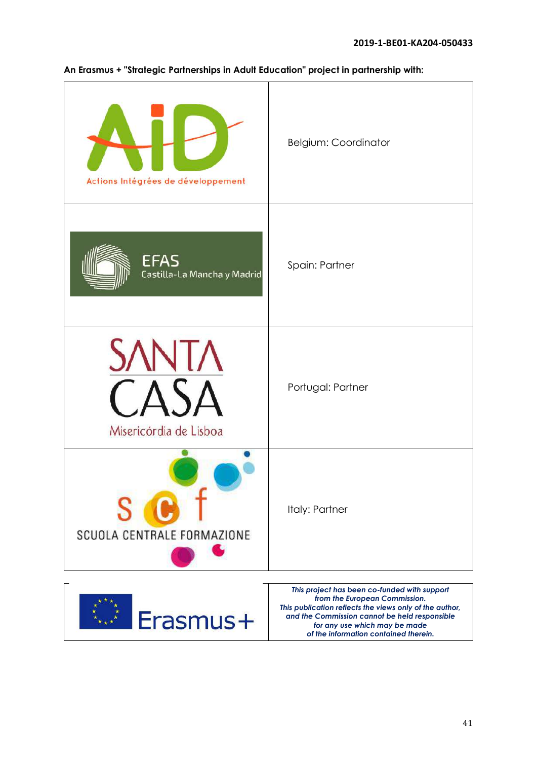**An Erasmus + "Strategic Partnerships in Adult Education" project in partnership with:**

| | |
|---|---|
| AiD Actions Intégrées de développement | Belgium: Coordinator |
| EFAS Castilla-La Mancha y Madrid | Spain: Partner |
| SANTA CASA Misericórdia de Lisboa | Portugal: Partner |
| SCUOLA CENTRALE FORMAZIONE | Italy: Partner |

| | |
|---|---|
| Erasmus+ | *This project has been co-funded with support from the European Commission. This publication reflects the views only of the author, and the Commission cannot be held responsible for any use which may be made of the information contained therein.* |